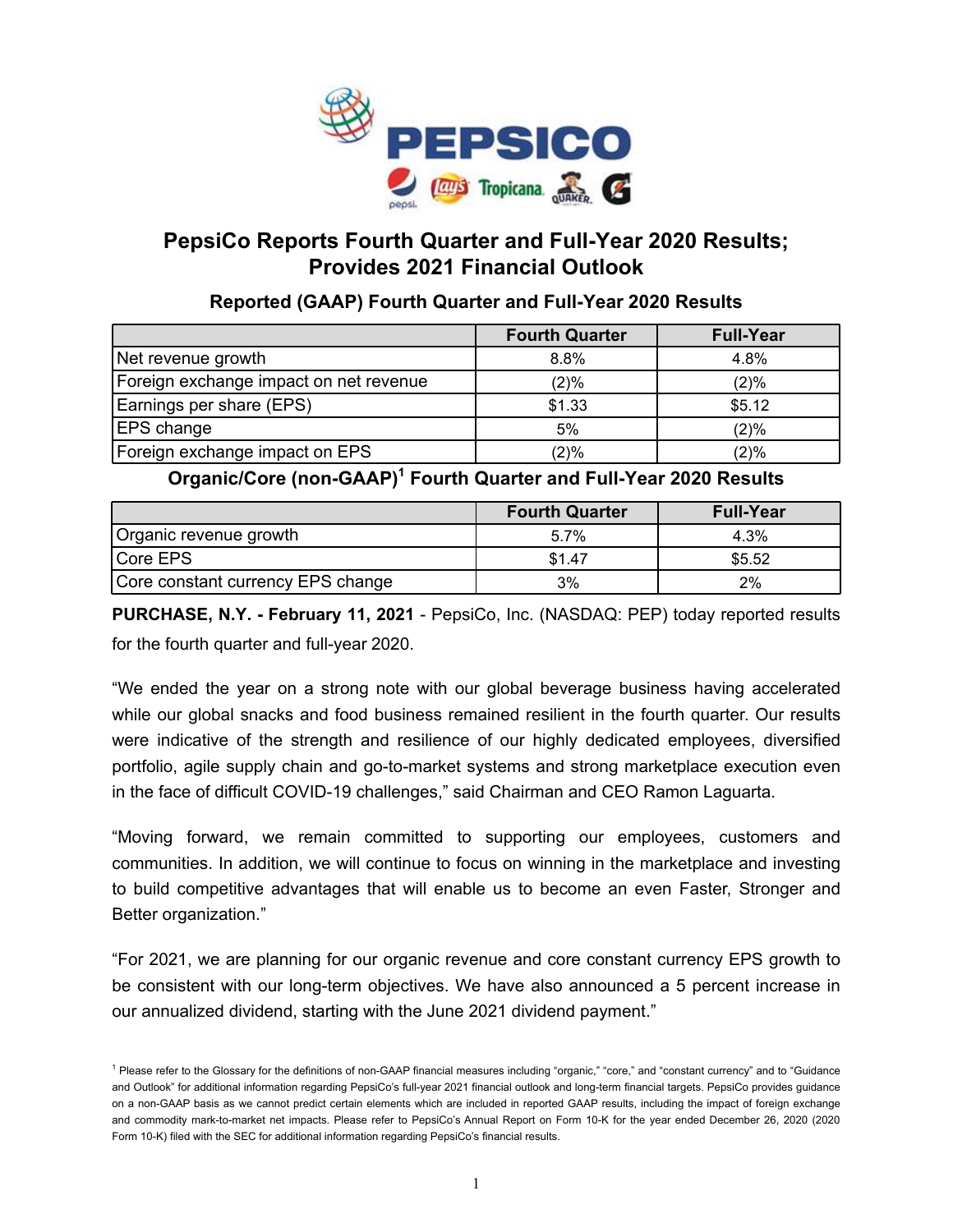# PepsiCo Reports Fourth Quarter and Full-Year 2020 Results; Provides 2021 Financial Outlook

### Reported (GAAP) Fourth Quarter and Full-Year 2020 Results

| | Fourth Quarter | Full-Year |
|---|---|---|
| Net revenue growth | 8.8% | 4.8% |
| Foreign exchange impact on net revenue | (2)% | (2)% |
| Earnings per share (EPS) | $1.33 | $5.12 |
| EPS change | 5% | (2)% |
| Foreign exchange impact on EPS | (2)% | (2)% |

### Organic/Core (non-GAAP)[1] Fourth Quarter and Full-Year 2020 Results

| | Fourth Quarter | Full-Year |
|---|---|---|
| Organic revenue growth | 5.7% | 4.3% |
| Core EPS | $1.47 | $5.52 |
| Core constant currency EPS change | 3% | 2% |

**PURCHASE, N.Y. - February 11, 2021** - PepsiCo, Inc. (NASDAQ: PEP) today reported results for the fourth quarter and full-year 2020.

"We ended the year on a strong note with our global beverage business having accelerated while our global snacks and food business remained resilient in the fourth quarter. Our results were indicative of the strength and resilience of our highly dedicated employees, diversified portfolio, agile supply chain and go-to-market systems and strong marketplace execution even in the face of difficult COVID-19 challenges," said Chairman and CEO Ramon Laguarta.

"Moving forward, we remain committed to supporting our employees, customers and communities. In addition, we will continue to focus on winning in the marketplace and investing to build competitive advantages that will enable us to become an even Faster, Stronger and Better organization."

"For 2021, we are planning for our organic revenue and core constant currency EPS growth to be consistent with our long-term objectives. We have also announced a 5 percent increase in our annualized dividend, starting with the June 2021 dividend payment."

[1] Please refer to the Glossary for the definitions of non-GAAP financial measures including "organic," "core," and "constant currency" and to "Guidance and Outlook" for additional information regarding PepsiCo's full-year 2021 financial outlook and long-term financial targets. PepsiCo provides guidance on a non-GAAP basis as we cannot predict certain elements which are included in reported GAAP results, including the impact of foreign exchange and commodity mark-to-market net impacts. Please refer to PepsiCo's Annual Report on Form 10-K for the year ended December 26, 2020 (2020 Form 10-K) filed with the SEC for additional information regarding PepsiCo's financial results.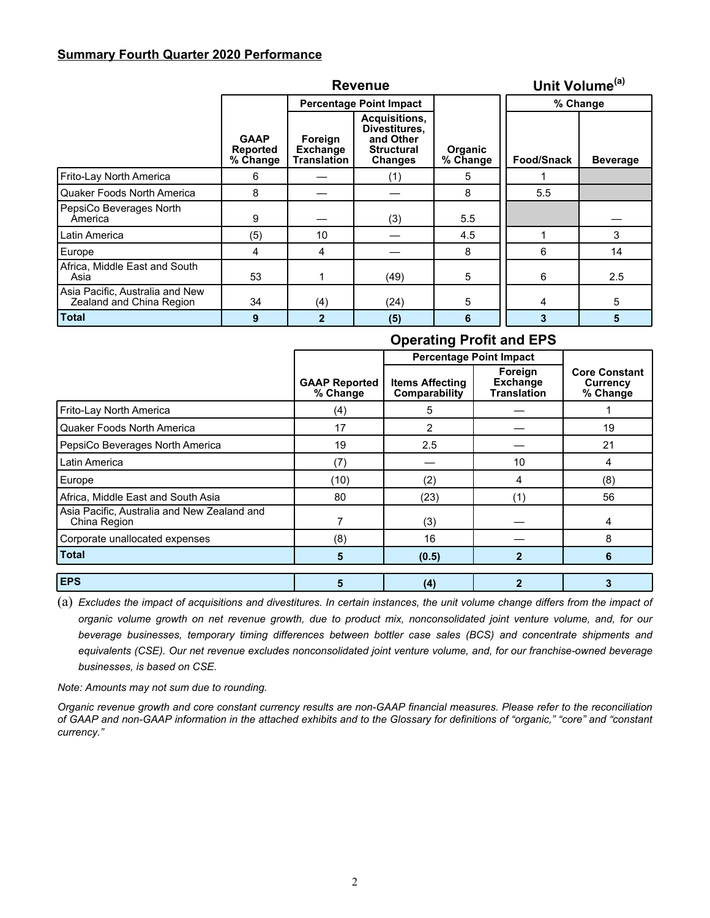**Summary Fourth Quarter 2020 Performance**

| | Revenue | | | | Unit Volume[(a)] | |
|---|---|---|---|---|---|---|
| | | Percentage Point Impact | | | % Change | |
| | GAAP Reported % Change | Foreign Exchange Translation | Acquisitions, Divestitures, and Other Structural Changes | Organic % Change | Food/Snack | Beverage |
| Frito-Lay North America | 6 | — | (1) | 5 | 1 | |
| Quaker Foods North America | 8 | — | — | 8 | 5.5 | |
| PepsiCo Beverages North America | 9 | — | (3) | 5.5 | | — |
| Latin America | (5) | 10 | — | 4.5 | 1 | 3 |
| Europe | 4 | 4 | — | 8 | 6 | 14 |
| Africa, Middle East and South Asia | 53 | 1 | (49) | 5 | 6 | 2.5 |
| Asia Pacific, Australia and New Zealand and China Region | 34 | (4) | (24) | 5 | 4 | 5 |
| **Total** | **9** | **2** | **(5)** | **6** | **3** | **5** |

| | Operating Profit and EPS | | | |
|---|---|---|---|---|
| | | Percentage Point Impact | | |
| | GAAP Reported % Change | Items Affecting Comparability | Foreign Exchange Translation | Core Constant Currency % Change |
| Frito-Lay North America | (4) | 5 | — | 1 |
| Quaker Foods North America | 17 | 2 | — | 19 |
| PepsiCo Beverages North America | 19 | 2.5 | — | 21 |
| Latin America | (7) | — | 10 | 4 |
| Europe | (10) | (2) | 4 | (8) |
| Africa, Middle East and South Asia | 80 | (23) | (1) | 56 |
| Asia Pacific, Australia and New Zealand and China Region | 7 | (3) | — | 4 |
| Corporate unallocated expenses | (8) | 16 | — | 8 |
| **Total** | **5** | **(0.5)** | **2** | **6** |
| **EPS** | **5** | **(4)** | **2** | **3** |

(a) *Excludes the impact of acquisitions and divestitures. In certain instances, the unit volume change differs from the impact of organic volume growth on net revenue growth, due to product mix, nonconsolidated joint venture volume, and, for our beverage businesses, temporary timing differences between bottler case sales (BCS) and concentrate shipments and equivalents (CSE). Our net revenue excludes nonconsolidated joint venture volume, and, for our franchise-owned beverage businesses, is based on CSE.*

*Note: Amounts may not sum due to rounding.*

*Organic revenue growth and core constant currency results are non-GAAP financial measures. Please refer to the reconciliation of GAAP and non-GAAP information in the attached exhibits and to the Glossary for definitions of "organic," "core" and "constant currency."*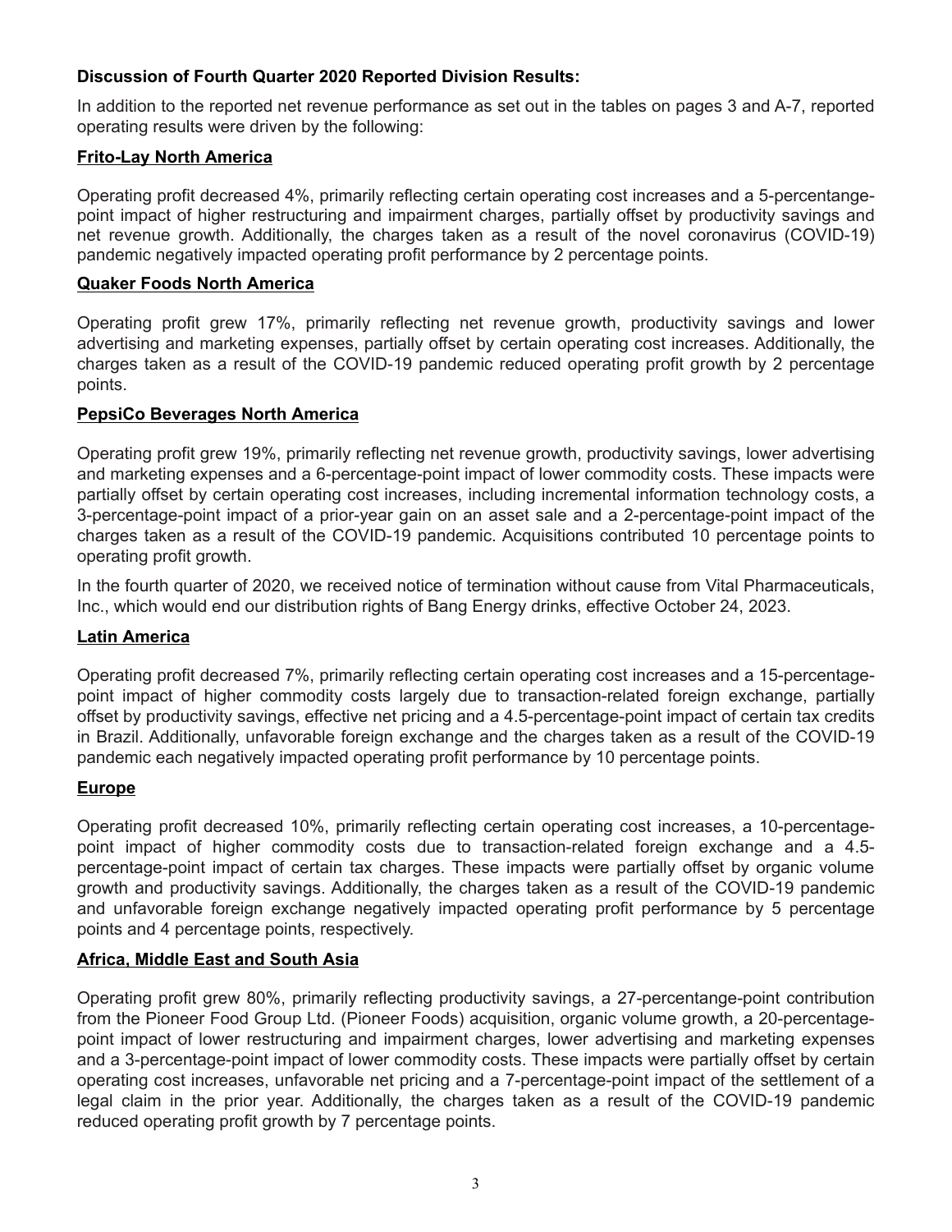### **Discussion of Fourth Quarter 2020 Reported Division Results:**

In addition to the reported net revenue performance as set out in the tables on pages 3 and A-7, reported operating results were driven by the following:

#### **Frito-Lay North America**

Operating profit decreased 4%, primarily reflecting certain operating cost increases and a 5-percentange-point impact of higher restructuring and impairment charges, partially offset by productivity savings and net revenue growth. Additionally, the charges taken as a result of the novel coronavirus (COVID-19) pandemic negatively impacted operating profit performance by 2 percentage points.

#### **Quaker Foods North America**

Operating profit grew 17%, primarily reflecting net revenue growth, productivity savings and lower advertising and marketing expenses, partially offset by certain operating cost increases. Additionally, the charges taken as a result of the COVID-19 pandemic reduced operating profit growth by 2 percentage points.

#### **PepsiCo Beverages North America**

Operating profit grew 19%, primarily reflecting net revenue growth, productivity savings, lower advertising and marketing expenses and a 6-percentage-point impact of lower commodity costs. These impacts were partially offset by certain operating cost increases, including incremental information technology costs, a 3-percentage-point impact of a prior-year gain on an asset sale and a 2-percentage-point impact of the charges taken as a result of the COVID-19 pandemic. Acquisitions contributed 10 percentage points to operating profit growth.

In the fourth quarter of 2020, we received notice of termination without cause from Vital Pharmaceuticals, Inc., which would end our distribution rights of Bang Energy drinks, effective October 24, 2023.

#### **Latin America**

Operating profit decreased 7%, primarily reflecting certain operating cost increases and a 15-percentage-point impact of higher commodity costs largely due to transaction-related foreign exchange, partially offset by productivity savings, effective net pricing and a 4.5-percentage-point impact of certain tax credits in Brazil. Additionally, unfavorable foreign exchange and the charges taken as a result of the COVID-19 pandemic each negatively impacted operating profit performance by 10 percentage points.

#### **Europe**

Operating profit decreased 10%, primarily reflecting certain operating cost increases, a 10-percentage-point impact of higher commodity costs due to transaction-related foreign exchange and a 4.5-percentage-point impact of certain tax charges. These impacts were partially offset by organic volume growth and productivity savings. Additionally, the charges taken as a result of the COVID-19 pandemic and unfavorable foreign exchange negatively impacted operating profit performance by 5 percentage points and 4 percentage points, respectively.

#### **Africa, Middle East and South Asia**

Operating profit grew 80%, primarily reflecting productivity savings, a 27-percentange-point contribution from the Pioneer Food Group Ltd. (Pioneer Foods) acquisition, organic volume growth, a 20-percentage-point impact of lower restructuring and impairment charges, lower advertising and marketing expenses and a 3-percentage-point impact of lower commodity costs. These impacts were partially offset by certain operating cost increases, unfavorable net pricing and a 7-percentage-point impact of the settlement of a legal claim in the prior year. Additionally, the charges taken as a result of the COVID-19 pandemic reduced operating profit growth by 7 percentage points.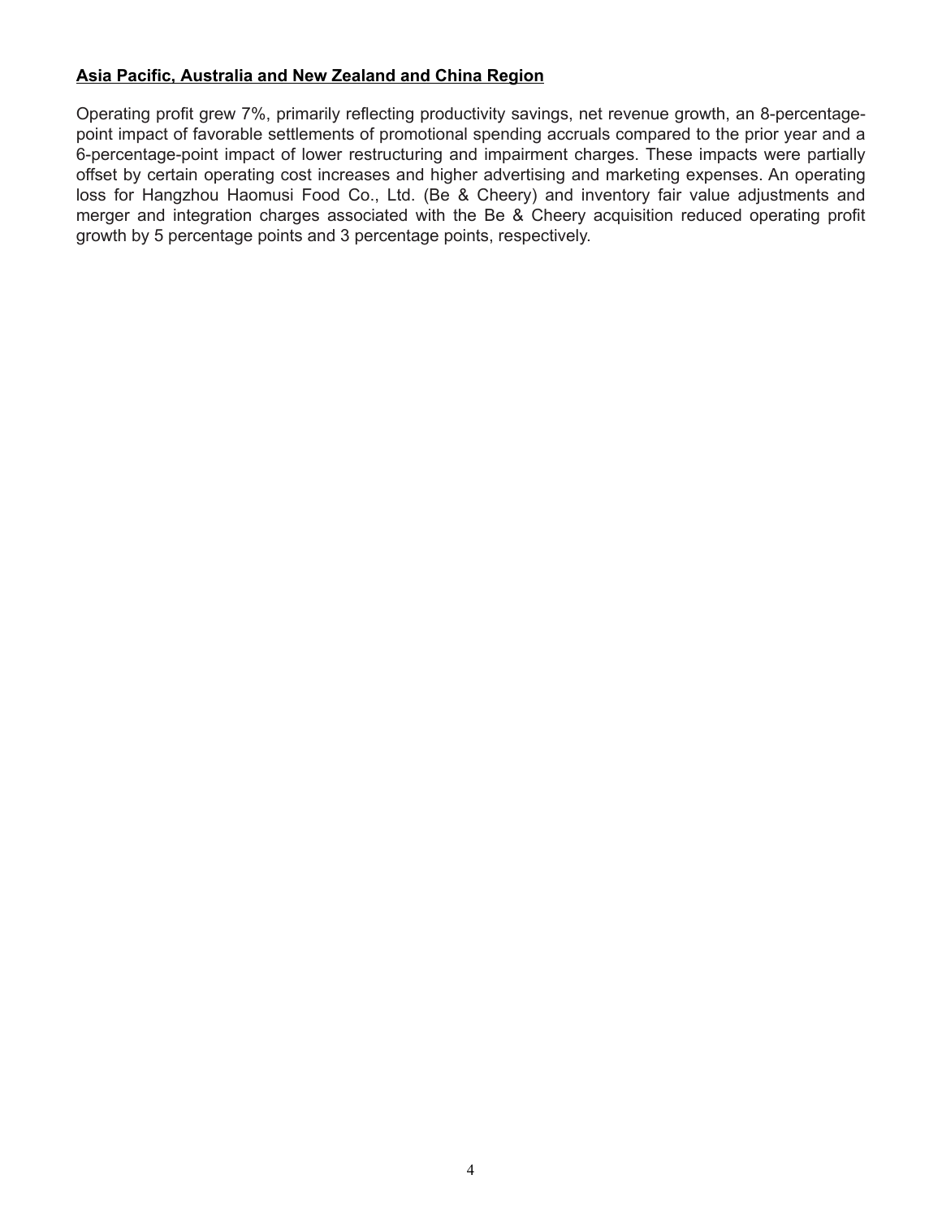**Asia Pacific, Australia and New Zealand and China Region**

Operating profit grew 7%, primarily reflecting productivity savings, net revenue growth, an 8-percentage-point impact of favorable settlements of promotional spending accruals compared to the prior year and a 6-percentage-point impact of lower restructuring and impairment charges. These impacts were partially offset by certain operating cost increases and higher advertising and marketing expenses. An operating loss for Hangzhou Haomusi Food Co., Ltd. (Be & Cheery) and inventory fair value adjustments and merger and integration charges associated with the Be & Cheery acquisition reduced operating profit growth by 5 percentage points and 3 percentage points, respectively.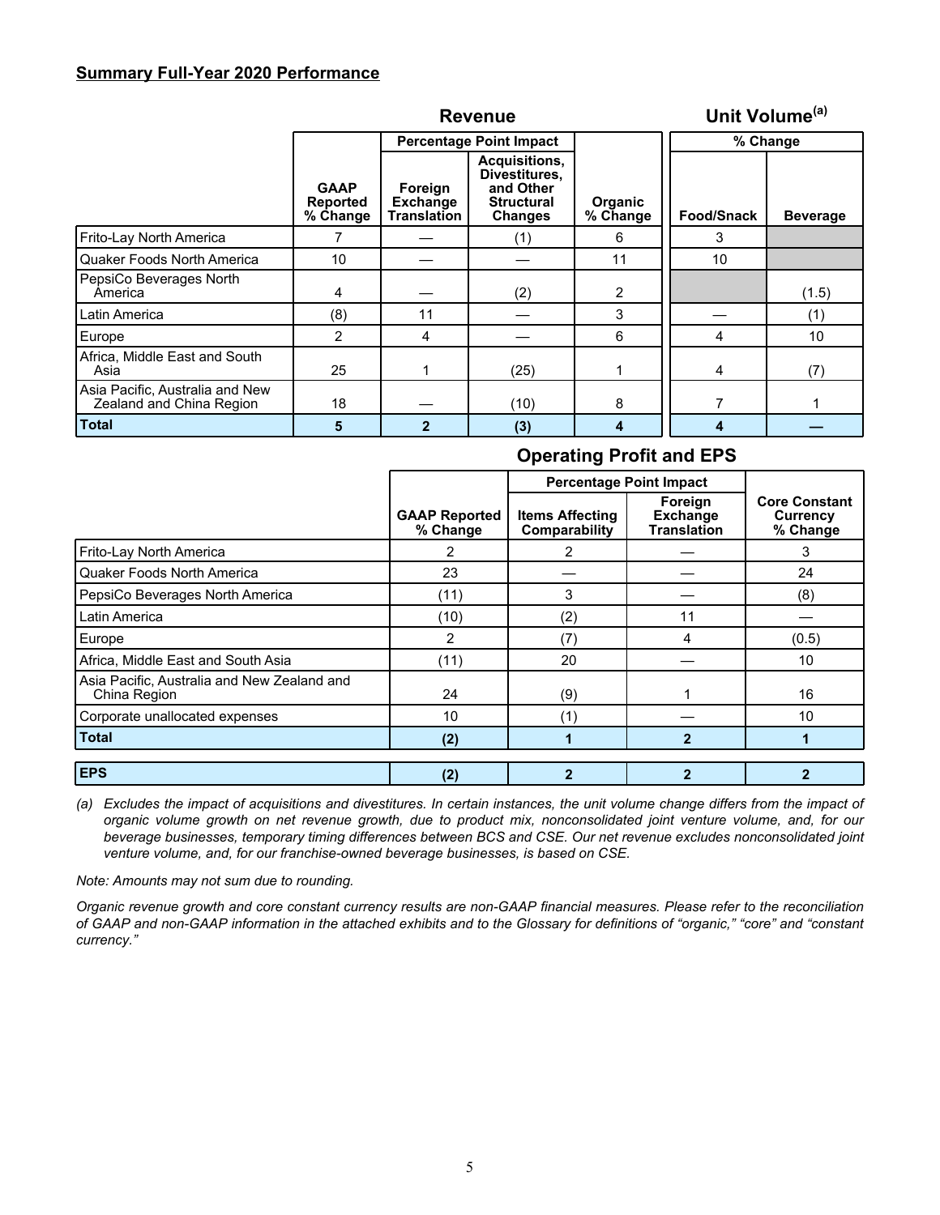## Summary Full-Year 2020 Performance

| | Revenue | | | | Unit Volume[(a)] | |
|---|---|---|---|---|---|---|
| | | Percentage Point Impact | | | % Change | |
| | GAAP Reported % Change | Foreign Exchange Translation | Acquisitions, Divestitures, and Other Structural Changes | Organic % Change | Food/Snack | Beverage |
| Frito-Lay North America | 7 | — | (1) | 6 | 3 | |
| Quaker Foods North America | 10 | — | — | 11 | 10 | |
| PepsiCo Beverages North America | 4 | — | (2) | 2 | | (1.5) |
| Latin America | (8) | 11 | — | 3 | — | (1) |
| Europe | 2 | 4 | — | 6 | 4 | 10 |
| Africa, Middle East and South Asia | 25 | 1 | (25) | 1 | 4 | (7) |
| Asia Pacific, Australia and New Zealand and China Region | 18 | — | (10) | 8 | 7 | 1 |
| **Total** | **5** | **2** | **(3)** | **4** | **4** | **—** |

### Operating Profit and EPS

| | | Percentage Point Impact | | |
|---|---|---|---|---|
| | GAAP Reported % Change | Items Affecting Comparability | Foreign Exchange Translation | Core Constant Currency % Change |
| Frito-Lay North America | 2 | 2 | — | 3 |
| Quaker Foods North America | 23 | — | — | 24 |
| PepsiCo Beverages North America | (11) | 3 | — | (8) |
| Latin America | (10) | (2) | 11 | — |
| Europe | 2 | (7) | 4 | (0.5) |
| Africa, Middle East and South Asia | (11) | 20 | — | 10 |
| Asia Pacific, Australia and New Zealand and China Region | 24 | (9) | 1 | 16 |
| Corporate unallocated expenses | 10 | (1) | — | 10 |
| **Total** | **(2)** | **1** | **2** | **1** |
| | | | | |
| **EPS** | **(2)** | **2** | **2** | **2** |

*(a) Excludes the impact of acquisitions and divestitures. In certain instances, the unit volume change differs from the impact of organic volume growth on net revenue growth, due to product mix, nonconsolidated joint venture volume, and, for our beverage businesses, temporary timing differences between BCS and CSE. Our net revenue excludes nonconsolidated joint venture volume, and, for our franchise-owned beverage businesses, is based on CSE.*

*Note: Amounts may not sum due to rounding.*

*Organic revenue growth and core constant currency results are non-GAAP financial measures. Please refer to the reconciliation of GAAP and non-GAAP information in the attached exhibits and to the Glossary for definitions of "organic," "core" and "constant currency."*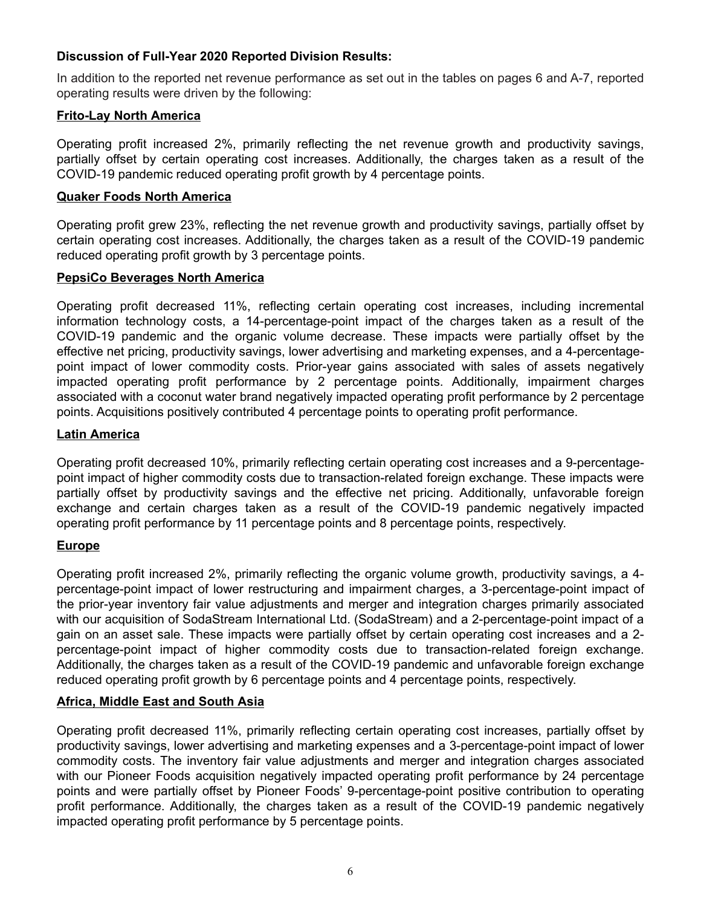### Discussion of Full-Year 2020 Reported Division Results:

In addition to the reported net revenue performance as set out in the tables on pages 6 and A-7, reported operating results were driven by the following:

**Frito-Lay North America**

Operating profit increased 2%, primarily reflecting the net revenue growth and productivity savings, partially offset by certain operating cost increases. Additionally, the charges taken as a result of the COVID-19 pandemic reduced operating profit growth by 4 percentage points.

**Quaker Foods North America**

Operating profit grew 23%, reflecting the net revenue growth and productivity savings, partially offset by certain operating cost increases. Additionally, the charges taken as a result of the COVID-19 pandemic reduced operating profit growth by 3 percentage points.

**PepsiCo Beverages North America**

Operating profit decreased 11%, reflecting certain operating cost increases, including incremental information technology costs, a 14-percentage-point impact of the charges taken as a result of the COVID-19 pandemic and the organic volume decrease. These impacts were partially offset by the effective net pricing, productivity savings, lower advertising and marketing expenses, and a 4-percentage-point impact of lower commodity costs. Prior-year gains associated with sales of assets negatively impacted operating profit performance by 2 percentage points. Additionally, impairment charges associated with a coconut water brand negatively impacted operating profit performance by 2 percentage points. Acquisitions positively contributed 4 percentage points to operating profit performance.

**Latin America**

Operating profit decreased 10%, primarily reflecting certain operating cost increases and a 9-percentage-point impact of higher commodity costs due to transaction-related foreign exchange. These impacts were partially offset by productivity savings and the effective net pricing. Additionally, unfavorable foreign exchange and certain charges taken as a result of the COVID-19 pandemic negatively impacted operating profit performance by 11 percentage points and 8 percentage points, respectively.

**Europe**

Operating profit increased 2%, primarily reflecting the organic volume growth, productivity savings, a 4-percentage-point impact of lower restructuring and impairment charges, a 3-percentage-point impact of the prior-year inventory fair value adjustments and merger and integration charges primarily associated with our acquisition of SodaStream International Ltd. (SodaStream) and a 2-percentage-point impact of a gain on an asset sale. These impacts were partially offset by certain operating cost increases and a 2-percentage-point impact of higher commodity costs due to transaction-related foreign exchange. Additionally, the charges taken as a result of the COVID-19 pandemic and unfavorable foreign exchange reduced operating profit growth by 6 percentage points and 4 percentage points, respectively.

**Africa, Middle East and South Asia**

Operating profit decreased 11%, primarily reflecting certain operating cost increases, partially offset by productivity savings, lower advertising and marketing expenses and a 3-percentage-point impact of lower commodity costs. The inventory fair value adjustments and merger and integration charges associated with our Pioneer Foods acquisition negatively impacted operating profit performance by 24 percentage points and were partially offset by Pioneer Foods' 9-percentage-point positive contribution to operating profit performance. Additionally, the charges taken as a result of the COVID-19 pandemic negatively impacted operating profit performance by 5 percentage points.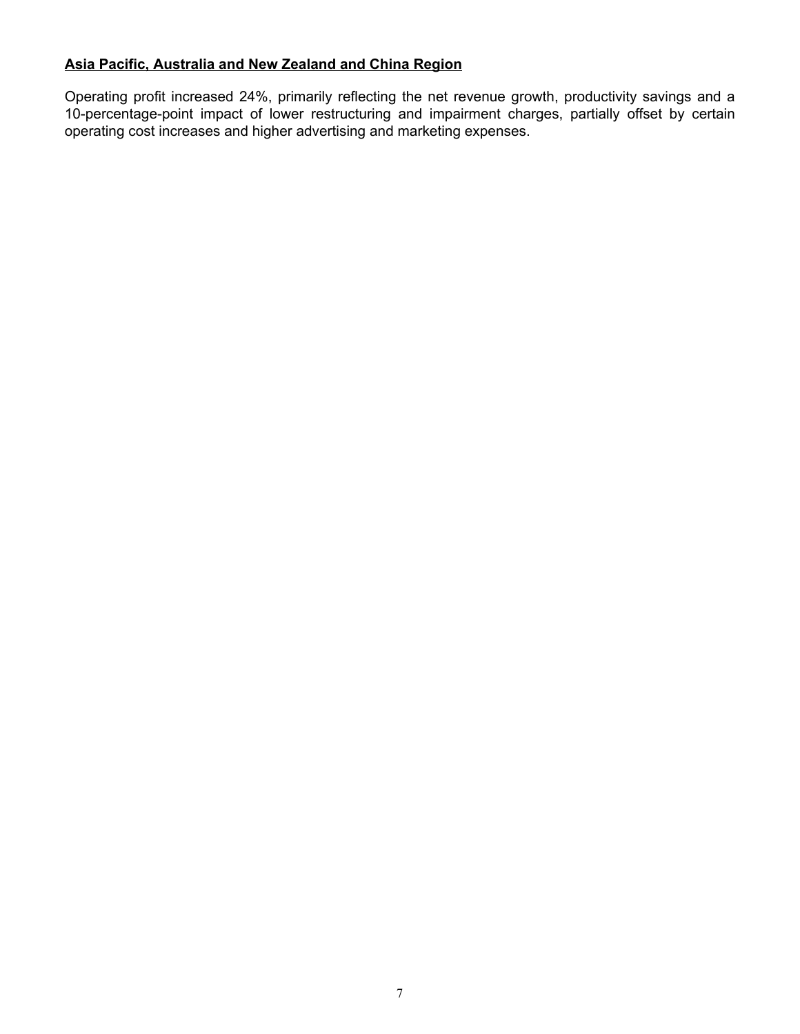**Asia Pacific, Australia and New Zealand and China Region**

Operating profit increased 24%, primarily reflecting the net revenue growth, productivity savings and a 10-percentage-point impact of lower restructuring and impairment charges, partially offset by certain operating cost increases and higher advertising and marketing expenses.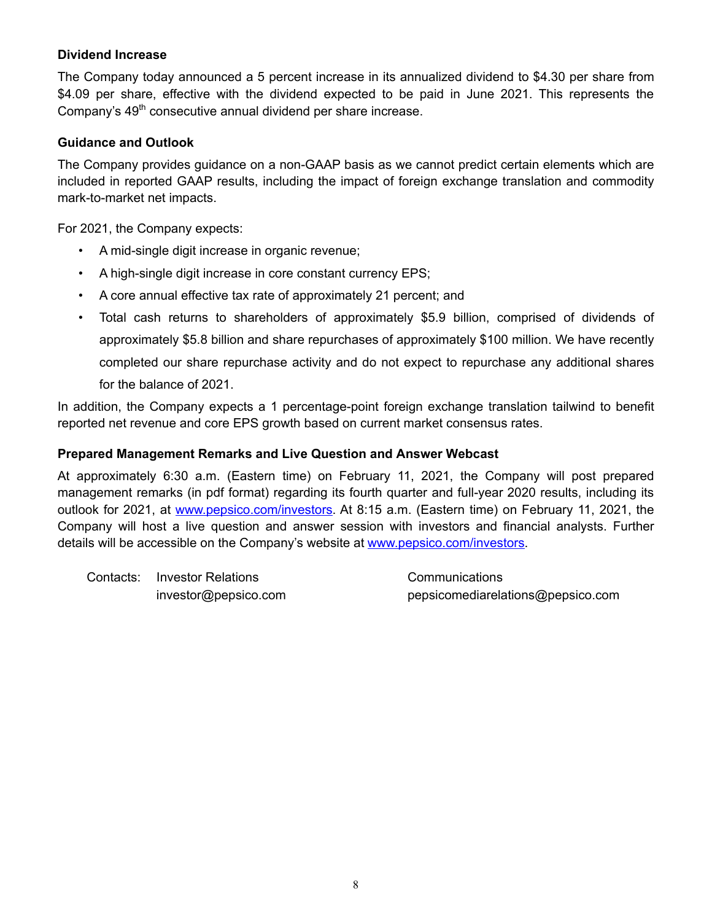### Dividend Increase

The Company today announced a 5 percent increase in its annualized dividend to $4.30 per share from $4.09 per share, effective with the dividend expected to be paid in June 2021. This represents the Company's 49th consecutive annual dividend per share increase.

### Guidance and Outlook

The Company provides guidance on a non-GAAP basis as we cannot predict certain elements which are included in reported GAAP results, including the impact of foreign exchange translation and commodity mark-to-market net impacts.

For 2021, the Company expects:

- A mid-single digit increase in organic revenue;
- A high-single digit increase in core constant currency EPS;
- A core annual effective tax rate of approximately 21 percent; and
- Total cash returns to shareholders of approximately $5.9 billion, comprised of dividends of approximately $5.8 billion and share repurchases of approximately $100 million. We have recently completed our share repurchase activity and do not expect to repurchase any additional shares for the balance of 2021.

In addition, the Company expects a 1 percentage-point foreign exchange translation tailwind to benefit reported net revenue and core EPS growth based on current market consensus rates.

### Prepared Management Remarks and Live Question and Answer Webcast

At approximately 6:30 a.m. (Eastern time) on February 11, 2021, the Company will post prepared management remarks (in pdf format) regarding its fourth quarter and full-year 2020 results, including its outlook for 2021, at www.pepsico.com/investors. At 8:15 a.m. (Eastern time) on February 11, 2021, the Company will host a live question and answer session with investors and financial analysts. Further details will be accessible on the Company's website at www.pepsico.com/investors.

Contacts: Investor Relations
investor@pepsico.com

Communications
pepsicomediarelations@pepsico.com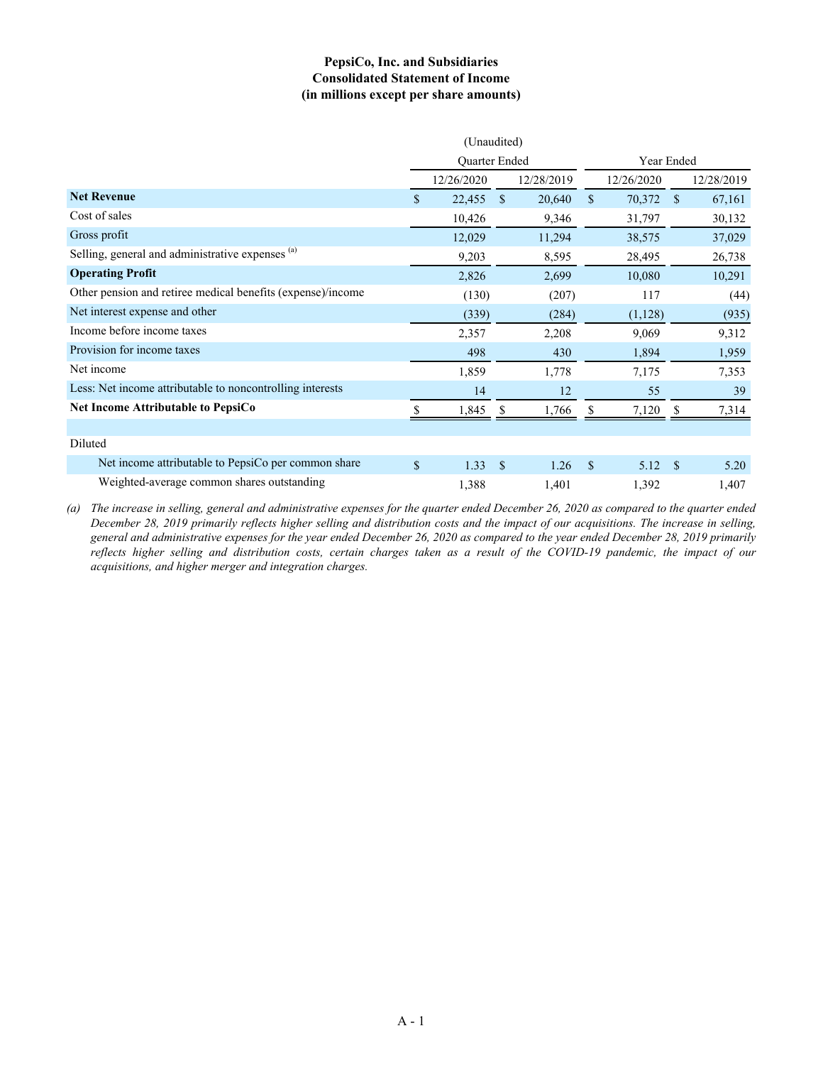**PepsiCo, Inc. and Subsidiaries**
**Consolidated Statement of Income**
**(in millions except per share amounts)**

| | (Unaudited) | | | |
|---|---|---|---|---|
| | Quarter Ended | | Year Ended | |
| | 12/26/2020 | 12/28/2019 | 12/26/2020 | 12/28/2019 |
| **Net Revenue** | $ 22,455 | $ 20,640 | $ 70,372 | $ 67,161 |
| Cost of sales | 10,426 | 9,346 | 31,797 | 30,132 |
| Gross profit | 12,029 | 11,294 | 38,575 | 37,029 |
| Selling, general and administrative expenses [(a)] | 9,203 | 8,595 | 28,495 | 26,738 |
| **Operating Profit** | 2,826 | 2,699 | 10,080 | 10,291 |
| Other pension and retiree medical benefits (expense)/income | (130) | (207) | 117 | (44) |
| Net interest expense and other | (339) | (284) | (1,128) | (935) |
| Income before income taxes | 2,357 | 2,208 | 9,069 | 9,312 |
| Provision for income taxes | 498 | 430 | 1,894 | 1,959 |
| Net income | 1,859 | 1,778 | 7,175 | 7,353 |
| Less: Net income attributable to noncontrolling interests | 14 | 12 | 55 | 39 |
| **Net Income Attributable to PepsiCo** | $ 1,845 | $ 1,766 | $ 7,120 | $ 7,314 |
| | | | | |
| Diluted | | | | |
| Net income attributable to PepsiCo per common share | $ 1.33 | $ 1.26 | $ 5.12 | $ 5.20 |
| Weighted-average common shares outstanding | 1,388 | 1,401 | 1,392 | 1,407 |

*(a) The increase in selling, general and administrative expenses for the quarter ended December 26, 2020 as compared to the quarter ended December 28, 2019 primarily reflects higher selling and distribution costs and the impact of our acquisitions. The increase in selling, general and administrative expenses for the year ended December 26, 2020 as compared to the year ended December 28, 2019 primarily reflects higher selling and distribution costs, certain charges taken as a result of the COVID-19 pandemic, the impact of our acquisitions, and higher merger and integration charges.*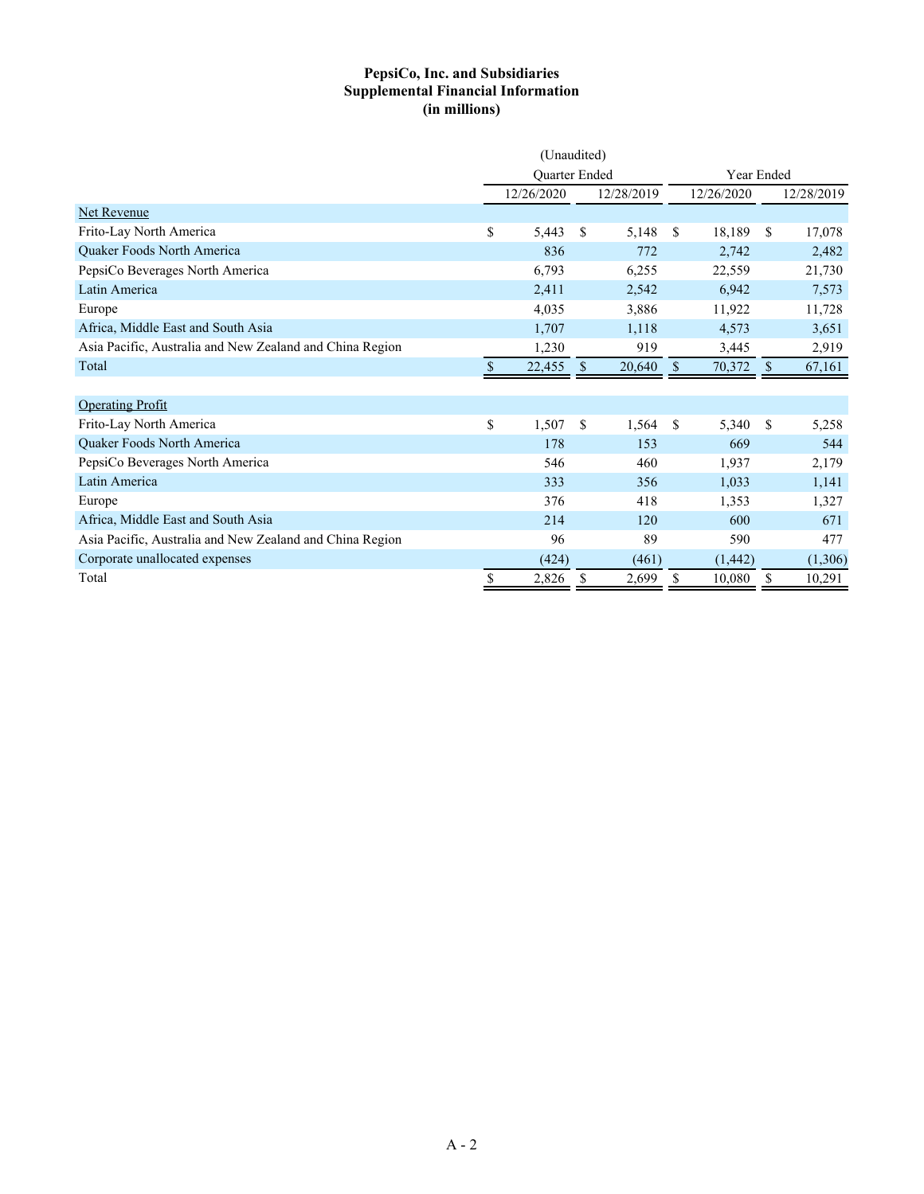**PepsiCo, Inc. and Subsidiaries**
**Supplemental Financial Information**
**(in millions)**

| | (Unaudited) | | | |
|---|---|---|---|---|
| | Quarter Ended | | Year Ended | |
| | 12/26/2020 | 12/28/2019 | 12/26/2020 | 12/28/2019 |
| Net Revenue | | | | |
| Frito-Lay North America | $ 5,443 | $ 5,148 | $ 18,189 | $ 17,078 |
| Quaker Foods North America | 836 | 772 | 2,742 | 2,482 |
| PepsiCo Beverages North America | 6,793 | 6,255 | 22,559 | 21,730 |
| Latin America | 2,411 | 2,542 | 6,942 | 7,573 |
| Europe | 4,035 | 3,886 | 11,922 | 11,728 |
| Africa, Middle East and South Asia | 1,707 | 1,118 | 4,573 | 3,651 |
| Asia Pacific, Australia and New Zealand and China Region | 1,230 | 919 | 3,445 | 2,919 |
| Total | $ 22,455 | $ 20,640 | $ 70,372 | $ 67,161 |
| | | | | |
| Operating Profit | | | | |
| Frito-Lay North America | $ 1,507 | $ 1,564 | $ 5,340 | $ 5,258 |
| Quaker Foods North America | 178 | 153 | 669 | 544 |
| PepsiCo Beverages North America | 546 | 460 | 1,937 | 2,179 |
| Latin America | 333 | 356 | 1,033 | 1,141 |
| Europe | 376 | 418 | 1,353 | 1,327 |
| Africa, Middle East and South Asia | 214 | 120 | 600 | 671 |
| Asia Pacific, Australia and New Zealand and China Region | 96 | 89 | 590 | 477 |
| Corporate unallocated expenses | (424) | (461) | (1,442) | (1,306) |
| Total | $ 2,826 | $ 2,699 | $ 10,080 | $ 10,291 |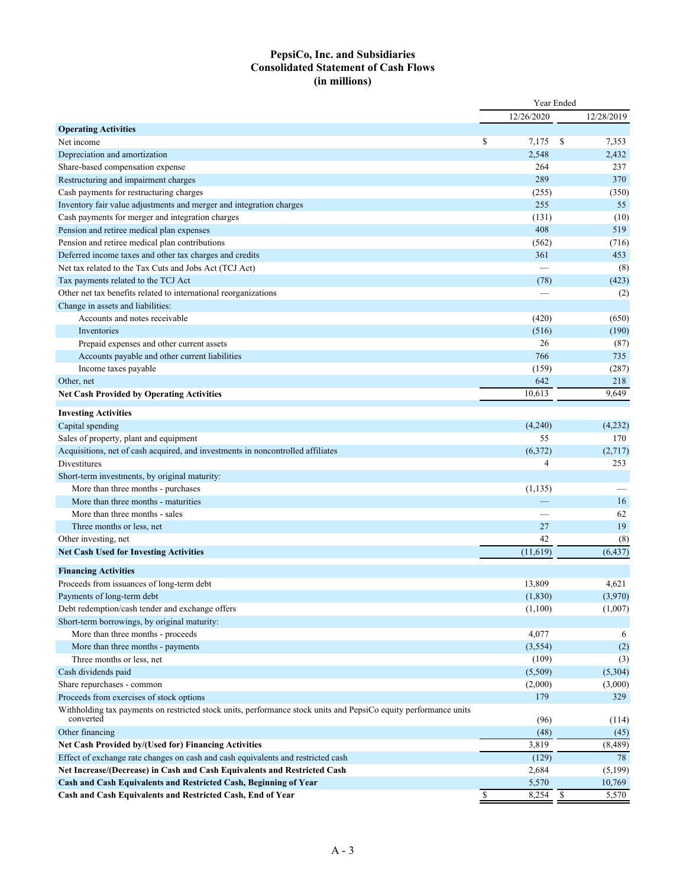# PepsiCo, Inc. and Subsidiaries
## Consolidated Statement of Cash Flows
### (in millions)

| | Year Ended | |
|---|---|---|
| | 12/26/2020 | 12/28/2019 |
| **Operating Activities** | | |
| Net income | $ 7,175 | $ 7,353 |
| Depreciation and amortization | 2,548 | 2,432 |
| Share-based compensation expense | 264 | 237 |
| Restructuring and impairment charges | 289 | 370 |
| Cash payments for restructuring charges | (255) | (350) |
| Inventory fair value adjustments and merger and integration charges | 255 | 55 |
| Cash payments for merger and integration charges | (131) | (10) |
| Pension and retiree medical plan expenses | 408 | 519 |
| Pension and retiree medical plan contributions | (562) | (716) |
| Deferred income taxes and other tax charges and credits | 361 | 453 |
| Net tax related to the Tax Cuts and Jobs Act (TCJ Act) | — | (8) |
| Tax payments related to the TCJ Act | (78) | (423) |
| Other net tax benefits related to international reorganizations | — | (2) |
| Change in assets and liabilities: | | |
| Accounts and notes receivable | (420) | (650) |
| Inventories | (516) | (190) |
| Prepaid expenses and other current assets | 26 | (87) |
| Accounts payable and other current liabilities | 766 | 735 |
| Income taxes payable | (159) | (287) |
| Other, net | 642 | 218 |
| **Net Cash Provided by Operating Activities** | 10,613 | 9,649 |
| **Investing Activities** | | |
| Capital spending | (4,240) | (4,232) |
| Sales of property, plant and equipment | 55 | 170 |
| Acquisitions, net of cash acquired, and investments in noncontrolled affiliates | (6,372) | (2,717) |
| Divestitures | 4 | 253 |
| Short-term investments, by original maturity: | | |
| More than three months - purchases | (1,135) | — |
| More than three months - maturities | — | 16 |
| More than three months - sales | — | 62 |
| Three months or less, net | 27 | 19 |
| Other investing, net | 42 | (8) |
| **Net Cash Used for Investing Activities** | (11,619) | (6,437) |
| **Financing Activities** | | |
| Proceeds from issuances of long-term debt | 13,809 | 4,621 |
| Payments of long-term debt | (1,830) | (3,970) |
| Debt redemption/cash tender and exchange offers | (1,100) | (1,007) |
| Short-term borrowings, by original maturity: | | |
| More than three months - proceeds | 4,077 | 6 |
| More than three months - payments | (3,554) | (2) |
| Three months or less, net | (109) | (3) |
| Cash dividends paid | (5,509) | (5,304) |
| Share repurchases - common | (2,000) | (3,000) |
| Proceeds from exercises of stock options | 179 | 329 |
| Withholding tax payments on restricted stock units, performance stock units and PepsiCo equity performance units converted | (96) | (114) |
| Other financing | (48) | (45) |
| **Net Cash Provided by/(Used for) Financing Activities** | 3,819 | (8,489) |
| Effect of exchange rate changes on cash and cash equivalents and restricted cash | (129) | 78 |
| **Net Increase/(Decrease) in Cash and Cash Equivalents and Restricted Cash** | 2,684 | (5,199) |
| **Cash and Cash Equivalents and Restricted Cash, Beginning of Year** | 5,570 | 10,769 |
| **Cash and Cash Equivalents and Restricted Cash, End of Year** | $ 8,254 | $ 5,570 |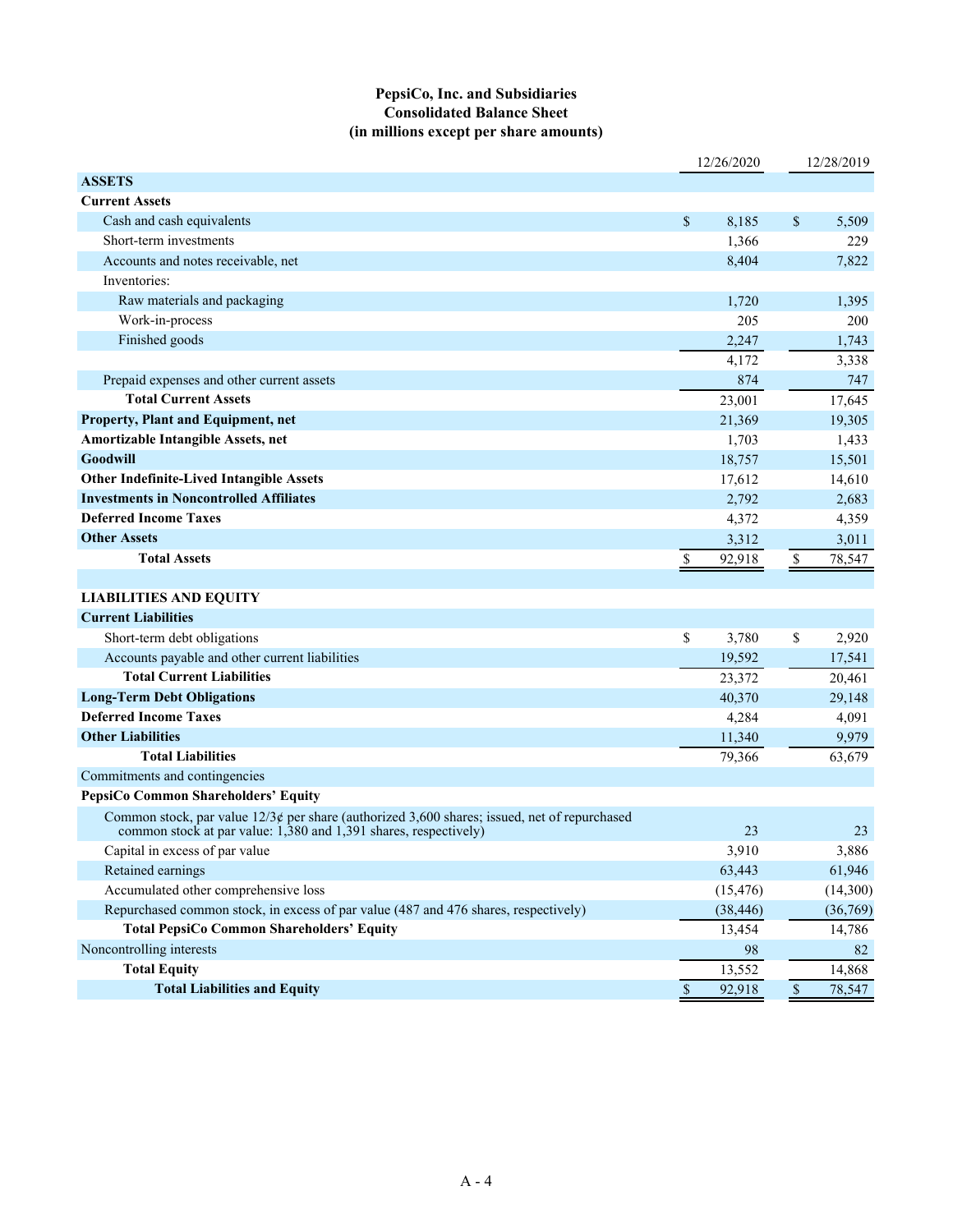# PepsiCo, Inc. and Subsidiaries
## Consolidated Balance Sheet
### (in millions except per share amounts)

| | 12/26/2020 | 12/28/2019 |
|---|---|---|
| **ASSETS** | | |
| **Current Assets** | | |
| Cash and cash equivalents | $ 8,185 | $ 5,509 |
| Short-term investments | 1,366 | 229 |
| Accounts and notes receivable, net | 8,404 | 7,822 |
| Inventories: | | |
| Raw materials and packaging | 1,720 | 1,395 |
| Work-in-process | 205 | 200 |
| Finished goods | 2,247 | 1,743 |
| | 4,172 | 3,338 |
| Prepaid expenses and other current assets | 874 | 747 |
| **Total Current Assets** | 23,001 | 17,645 |
| **Property, Plant and Equipment, net** | 21,369 | 19,305 |
| **Amortizable Intangible Assets, net** | 1,703 | 1,433 |
| **Goodwill** | 18,757 | 15,501 |
| **Other Indefinite-Lived Intangible Assets** | 17,612 | 14,610 |
| **Investments in Noncontrolled Affiliates** | 2,792 | 2,683 |
| **Deferred Income Taxes** | 4,372 | 4,359 |
| **Other Assets** | 3,312 | 3,011 |
| **Total Assets** | $ 92,918 | $ 78,547 |
| | | |
| **LIABILITIES AND EQUITY** | | |
| **Current Liabilities** | | |
| Short-term debt obligations | $ 3,780 | $ 2,920 |
| Accounts payable and other current liabilities | 19,592 | 17,541 |
| **Total Current Liabilities** | 23,372 | 20,461 |
| **Long-Term Debt Obligations** | 40,370 | 29,148 |
| **Deferred Income Taxes** | 4,284 | 4,091 |
| **Other Liabilities** | 11,340 | 9,979 |
| **Total Liabilities** | 79,366 | 63,679 |
| Commitments and contingencies | | |
| **PepsiCo Common Shareholders' Equity** | | |
| Common stock, par value 12/3¢ per share (authorized 3,600 shares; issued, net of repurchased common stock at par value: 1,380 and 1,391 shares, respectively) | 23 | 23 |
| Capital in excess of par value | 3,910 | 3,886 |
| Retained earnings | 63,443 | 61,946 |
| Accumulated other comprehensive loss | (15,476) | (14,300) |
| Repurchased common stock, in excess of par value (487 and 476 shares, respectively) | (38,446) | (36,769) |
| **Total PepsiCo Common Shareholders' Equity** | 13,454 | 14,786 |
| Noncontrolling interests | 98 | 82 |
| **Total Equity** | 13,552 | 14,868 |
| **Total Liabilities and Equity** | $ 92,918 | $ 78,547 |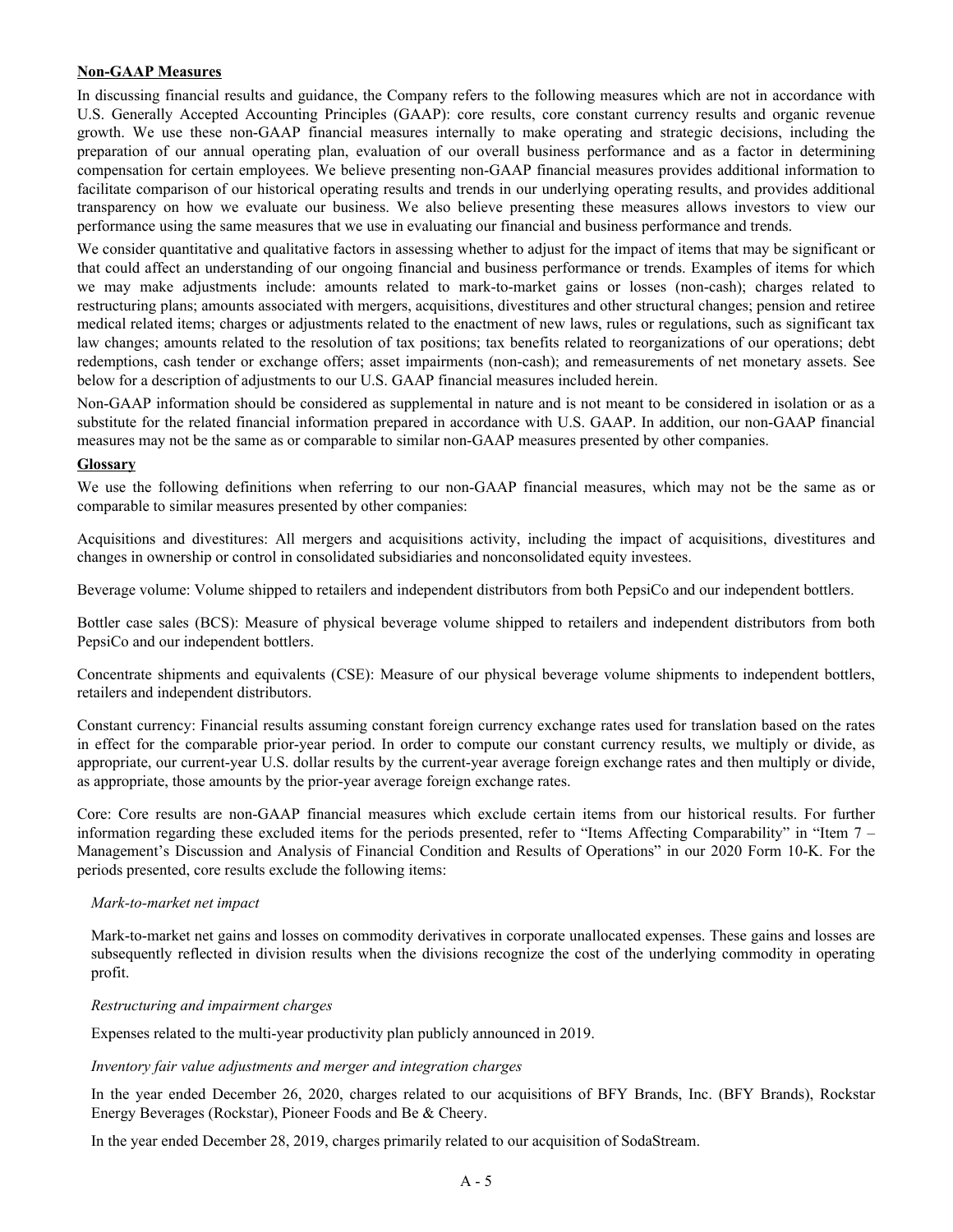**Non-GAAP Measures**

In discussing financial results and guidance, the Company refers to the following measures which are not in accordance with U.S. Generally Accepted Accounting Principles (GAAP): core results, core constant currency results and organic revenue growth. We use these non-GAAP financial measures internally to make operating and strategic decisions, including the preparation of our annual operating plan, evaluation of our overall business performance and as a factor in determining compensation for certain employees. We believe presenting non-GAAP financial measures provides additional information to facilitate comparison of our historical operating results and trends in our underlying operating results, and provides additional transparency on how we evaluate our business. We also believe presenting these measures allows investors to view our performance using the same measures that we use in evaluating our financial and business performance and trends.

We consider quantitative and qualitative factors in assessing whether to adjust for the impact of items that may be significant or that could affect an understanding of our ongoing financial and business performance or trends. Examples of items for which we may make adjustments include: amounts related to mark-to-market gains or losses (non-cash); charges related to restructuring plans; amounts associated with mergers, acquisitions, divestitures and other structural changes; pension and retiree medical related items; charges or adjustments related to the enactment of new laws, rules or regulations, such as significant tax law changes; amounts related to the resolution of tax positions; tax benefits related to reorganizations of our operations; debt redemptions, cash tender or exchange offers; asset impairments (non-cash); and remeasurements of net monetary assets. See below for a description of adjustments to our U.S. GAAP financial measures included herein.

Non-GAAP information should be considered as supplemental in nature and is not meant to be considered in isolation or as a substitute for the related financial information prepared in accordance with U.S. GAAP. In addition, our non-GAAP financial measures may not be the same as or comparable to similar non-GAAP measures presented by other companies.

**Glossary**

We use the following definitions when referring to our non-GAAP financial measures, which may not be the same as or comparable to similar measures presented by other companies:

Acquisitions and divestitures: All mergers and acquisitions activity, including the impact of acquisitions, divestitures and changes in ownership or control in consolidated subsidiaries and nonconsolidated equity investees.

Beverage volume: Volume shipped to retailers and independent distributors from both PepsiCo and our independent bottlers.

Bottler case sales (BCS): Measure of physical beverage volume shipped to retailers and independent distributors from both PepsiCo and our independent bottlers.

Concentrate shipments and equivalents (CSE): Measure of our physical beverage volume shipments to independent bottlers, retailers and independent distributors.

Constant currency: Financial results assuming constant foreign currency exchange rates used for translation based on the rates in effect for the comparable prior-year period. In order to compute our constant currency results, we multiply or divide, as appropriate, our current-year U.S. dollar results by the current-year average foreign exchange rates and then multiply or divide, as appropriate, those amounts by the prior-year average foreign exchange rates.

Core: Core results are non-GAAP financial measures which exclude certain items from our historical results. For further information regarding these excluded items for the periods presented, refer to "Items Affecting Comparability" in "Item 7 – Management's Discussion and Analysis of Financial Condition and Results of Operations" in our 2020 Form 10-K. For the periods presented, core results exclude the following items:

*Mark-to-market net impact*

Mark-to-market net gains and losses on commodity derivatives in corporate unallocated expenses. These gains and losses are subsequently reflected in division results when the divisions recognize the cost of the underlying commodity in operating profit.

*Restructuring and impairment charges*

Expenses related to the multi-year productivity plan publicly announced in 2019.

*Inventory fair value adjustments and merger and integration charges*

In the year ended December 26, 2020, charges related to our acquisitions of BFY Brands, Inc. (BFY Brands), Rockstar Energy Beverages (Rockstar), Pioneer Foods and Be & Cheery.

In the year ended December 28, 2019, charges primarily related to our acquisition of SodaStream.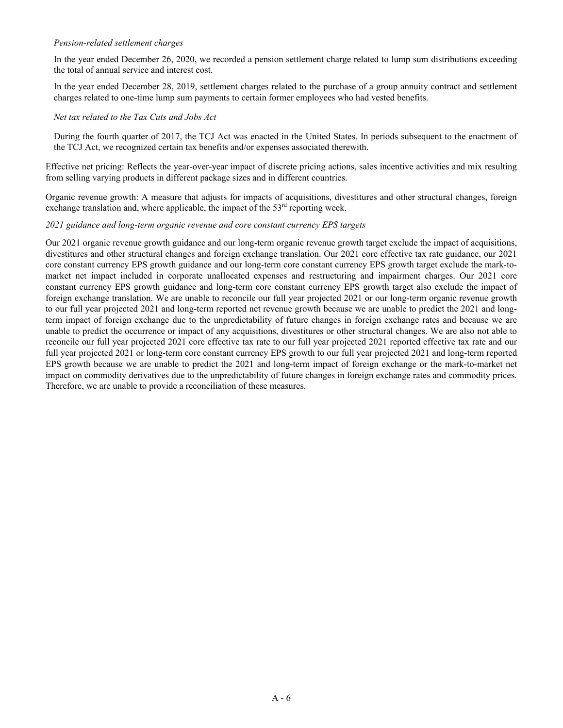*Pension-related settlement charges*

In the year ended December 26, 2020, we recorded a pension settlement charge related to lump sum distributions exceeding the total of annual service and interest cost.

In the year ended December 28, 2019, settlement charges related to the purchase of a group annuity contract and settlement charges related to one-time lump sum payments to certain former employees who had vested benefits.

*Net tax related to the Tax Cuts and Jobs Act*

During the fourth quarter of 2017, the TCJ Act was enacted in the United States. In periods subsequent to the enactment of the TCJ Act, we recognized certain tax benefits and/or expenses associated therewith.

Effective net pricing: Reflects the year-over-year impact of discrete pricing actions, sales incentive activities and mix resulting from selling varying products in different package sizes and in different countries.

Organic revenue growth: A measure that adjusts for impacts of acquisitions, divestitures and other structural changes, foreign exchange translation and, where applicable, the impact of the 53rd reporting week.

*2021 guidance and long-term organic revenue and core constant currency EPS targets*

Our 2021 organic revenue growth guidance and our long-term organic revenue growth target exclude the impact of acquisitions, divestitures and other structural changes and foreign exchange translation. Our 2021 core effective tax rate guidance, our 2021 core constant currency EPS growth guidance and our long-term core constant currency EPS growth target exclude the mark-to-market net impact included in corporate unallocated expenses and restructuring and impairment charges. Our 2021 core constant currency EPS growth guidance and long-term core constant currency EPS growth target also exclude the impact of foreign exchange translation. We are unable to reconcile our full year projected 2021 or our long-term organic revenue growth to our full year projected 2021 and long-term reported net revenue growth because we are unable to predict the 2021 and long-term impact of foreign exchange due to the unpredictability of future changes in foreign exchange rates and because we are unable to predict the occurrence or impact of any acquisitions, divestitures or other structural changes. We are also not able to reconcile our full year projected 2021 core effective tax rate to our full year projected 2021 reported effective tax rate and our full year projected 2021 or long-term core constant currency EPS growth to our full year projected 2021 and long-term reported EPS growth because we are unable to predict the 2021 and long-term impact of foreign exchange or the mark-to-market net impact on commodity derivatives due to the unpredictability of future changes in foreign exchange rates and commodity prices. Therefore, we are unable to provide a reconciliation of these measures.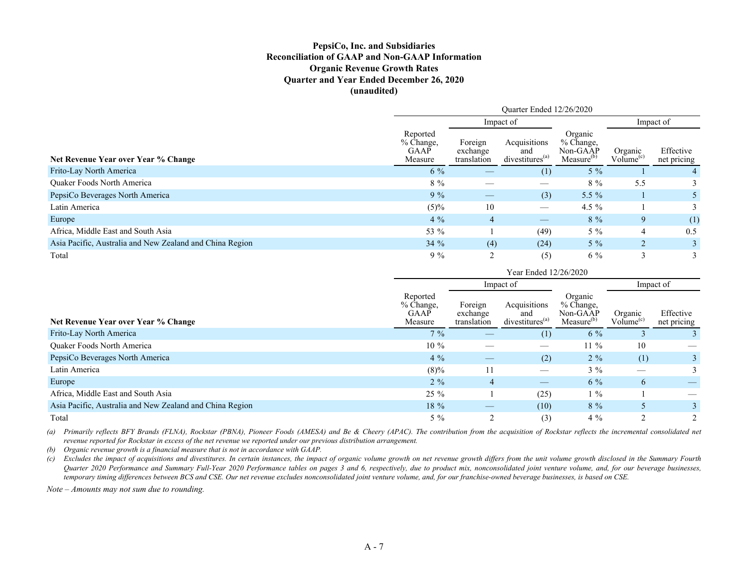# PepsiCo, Inc. and Subsidiaries
## Reconciliation of GAAP and Non-GAAP Information
## Organic Revenue Growth Rates
## Quarter and Year Ended December 26, 2020
## (unaudited)

| | Quarter Ended 12/26/2020 | | | | | |
|---|---|---|---|---|---|---|
| | | Impact of | | | Impact of | |
| **Net Revenue Year over Year % Change** | Reported % Change, GAAP Measure | Foreign exchange translation | Acquisitions and divestitures[(a)] | Organic % Change, Non-GAAP Measure[(b)] | Organic Volume[(c)] | Effective net pricing |
| Frito-Lay North America | 6 % | — | (1) | 5 % | 1 | 4 |
| Quaker Foods North America | 8 % | — | — | 8 % | 5.5 | 3 |
| PepsiCo Beverages North America | 9 % | — | (3) | 5.5 % | 1 | 5 |
| Latin America | (5)% | 10 | — | 4.5 % | 1 | 3 |
| Europe | 4 % | 4 | — | 8 % | 9 | (1) |
| Africa, Middle East and South Asia | 53 % | 1 | (49) | 5 % | 4 | 0.5 |
| Asia Pacific, Australia and New Zealand and China Region | 34 % | (4) | (24) | 5 % | 2 | 3 |
| Total | 9 % | 2 | (5) | 6 % | 3 | 3 |

| | Year Ended 12/26/2020 | | | | | |
|---|---|---|---|---|---|---|
| | | Impact of | | | Impact of | |
| **Net Revenue Year over Year % Change** | Reported % Change, GAAP Measure | Foreign exchange translation | Acquisitions and divestitures[(a)] | Organic % Change, Non-GAAP Measure[(b)] | Organic Volume[(c)] | Effective net pricing |
| Frito-Lay North America | 7 % | — | (1) | 6 % | 3 | 3 |
| Quaker Foods North America | 10 % | — | — | 11 % | 10 | — |
| PepsiCo Beverages North America | 4 % | — | (2) | 2 % | (1) | 3 |
| Latin America | (8)% | 11 | — | 3 % | — | 3 |
| Europe | 2 % | 4 | — | 6 % | 6 | — |
| Africa, Middle East and South Asia | 25 % | 1 | (25) | 1 % | 1 | — |
| Asia Pacific, Australia and New Zealand and China Region | 18 % | — | (10) | 8 % | 5 | 3 |
| Total | 5 % | 2 | (3) | 4 % | 2 | 2 |

*(a) Primarily reflects BFY Brands (FLNA), Rockstar (PBNA), Pioneer Foods (AMESA) and Be & Cheery (APAC). The contribution from the acquisition of Rockstar reflects the incremental consolidated net revenue reported for Rockstar in excess of the net revenue we reported under our previous distribution arrangement.*

*(b) Organic revenue growth is a financial measure that is not in accordance with GAAP.*

*(c) Excludes the impact of acquisitions and divestitures. In certain instances, the impact of organic volume growth on net revenue growth differs from the unit volume growth disclosed in the Summary Fourth Quarter 2020 Performance and Summary Full-Year 2020 Performance tables on pages 3 and 6, respectively, due to product mix, nonconsolidated joint venture volume, and, for our beverage businesses, temporary timing differences between BCS and CSE. Our net revenue excludes nonconsolidated joint venture volume, and, for our franchise-owned beverage businesses, is based on CSE.*

*Note – Amounts may not sum due to rounding.*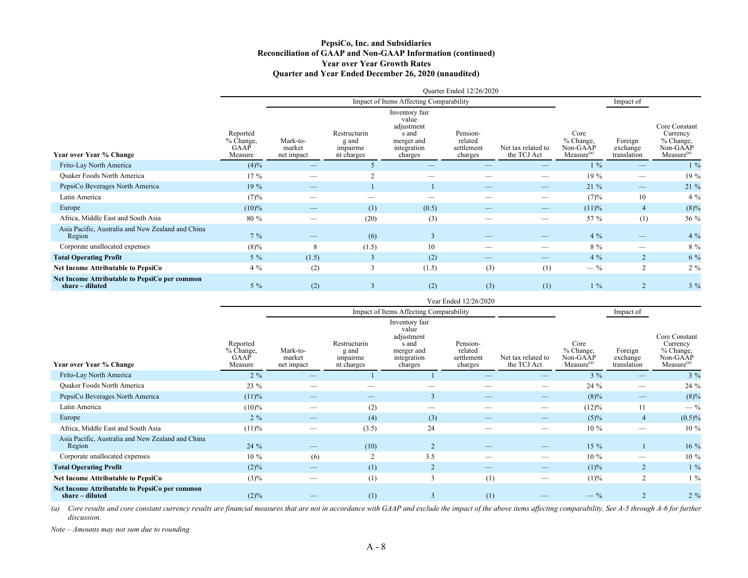**PepsiCo, Inc. and Subsidiaries**
**Reconciliation of GAAP and Non-GAAP Information (continued)**
**Year over Year Growth Rates**
**Quarter and Year Ended December 26, 2020 (unaudited)**

| | Quarter Ended 12/26/2020 | | | | | | | | |
|---|---|---|---|---|---|---|---|---|---|
| | | Impact of Items Affecting Comparability | | | | | | Impact of | |
| **Year over Year % Change** | Reported % Change, GAAP Measure | Mark-to-market net impact | Restructuring and impairment charges | Inventory fair value adjustments and merger and integration charges | Pension-related settlement charges | Net tax related to the TCJ Act | Core % Change, Non-GAAP Measure[(a)] | Foreign exchange translation | Core Constant Currency % Change, Non-GAAP Measure[(a)] |
| Frito-Lay North America | (4)% | — | 5 | — | — | — | 1 % | — | 1 % |
| Quaker Foods North America | 17 % | — | 2 | — | — | — | 19 % | — | 19 % |
| PepsiCo Beverages North America | 19 % | — | 1 | 1 | — | — | 21 % | — | 21 % |
| Latin America | (7)% | — | — | — | — | — | (7)% | 10 | 4 % |
| Europe | (10)% | — | (1) | (0.5) | — | — | (11)% | 4 | (8)% |
| Africa, Middle East and South Asia | 80 % | — | (20) | (3) | — | — | 57 % | (1) | 56 % |
| Asia Pacific, Australia and New Zealand and China Region | 7 % | — | (6) | 3 | — | — | 4 % | — | 4 % |
| Corporate unallocated expenses | (8)% | 8 | (1.5) | 10 | — | — | 8 % | — | 8 % |
| **Total Operating Profit** | 5 % | (1.5) | 3 | (2) | — | — | 4 % | 2 | 6 % |
| **Net Income Attributable to PepsiCo** | 4 % | (2) | 3 | (1.5) | (3) | (1) | — % | 2 | 2 % |
| **Net Income Attributable to PepsiCo per common share – diluted** | 5 % | (2) | 3 | (2) | (3) | (1) | 1 % | 2 | 3 % |

| | Year Ended 12/26/2020 | | | | | | | | |
|---|---|---|---|---|---|---|---|---|---|
| | | Impact of Items Affecting Comparability | | | | | | Impact of | |
| **Year over Year % Change** | Reported % Change, GAAP Measure | Mark-to-market net impact | Restructuring and impairment charges | Inventory fair value adjustments and merger and integration charges | Pension-related settlement charges | Net tax related to the TCJ Act | Core % Change, Non-GAAP Measure[(a)] | Foreign exchange translation | Core Constant Currency % Change, Non-GAAP Measure[(a)] |
| Frito-Lay North America | 2 % | — | 1 | 1 | — | — | 3 % | — | 3 % |
| Quaker Foods North America | 23 % | — | — | — | — | — | 24 % | — | 24 % |
| PepsiCo Beverages North America | (11)% | — | — | 3 | — | — | (8)% | — | (8)% |
| Latin America | (10)% | — | (2) | — | — | — | (12)% | 11 | — % |
| Europe | 2 % | — | (4) | (3) | — | — | (5)% | 4 | (0.5)% |
| Africa, Middle East and South Asia | (11)% | — | (3.5) | 24 | — | — | 10 % | — | 10 % |
| Asia Pacific, Australia and New Zealand and China Region | 24 % | — | (10) | 2 | — | — | 15 % | 1 | 16 % |
| Corporate unallocated expenses | 10 % | (6) | 2 | 3.5 | — | — | 10 % | — | 10 % |
| **Total Operating Profit** | (2)% | — | (1) | 2 | — | — | (1)% | 2 | 1 % |
| **Net Income Attributable to PepsiCo** | (3)% | — | (1) | 3 | (1) | — | (1)% | 2 | 1 % |
| **Net Income Attributable to PepsiCo per common share – diluted** | (2)% | — | (1) | 3 | (1) | — | — % | 2 | 2 % |

*(a) Core results and core constant currency results are financial measures that are not in accordance with GAAP and exclude the impact of the above items affecting comparability. See A-5 through A-6 for further discussion.*

*Note – Amounts may not sum due to rounding.*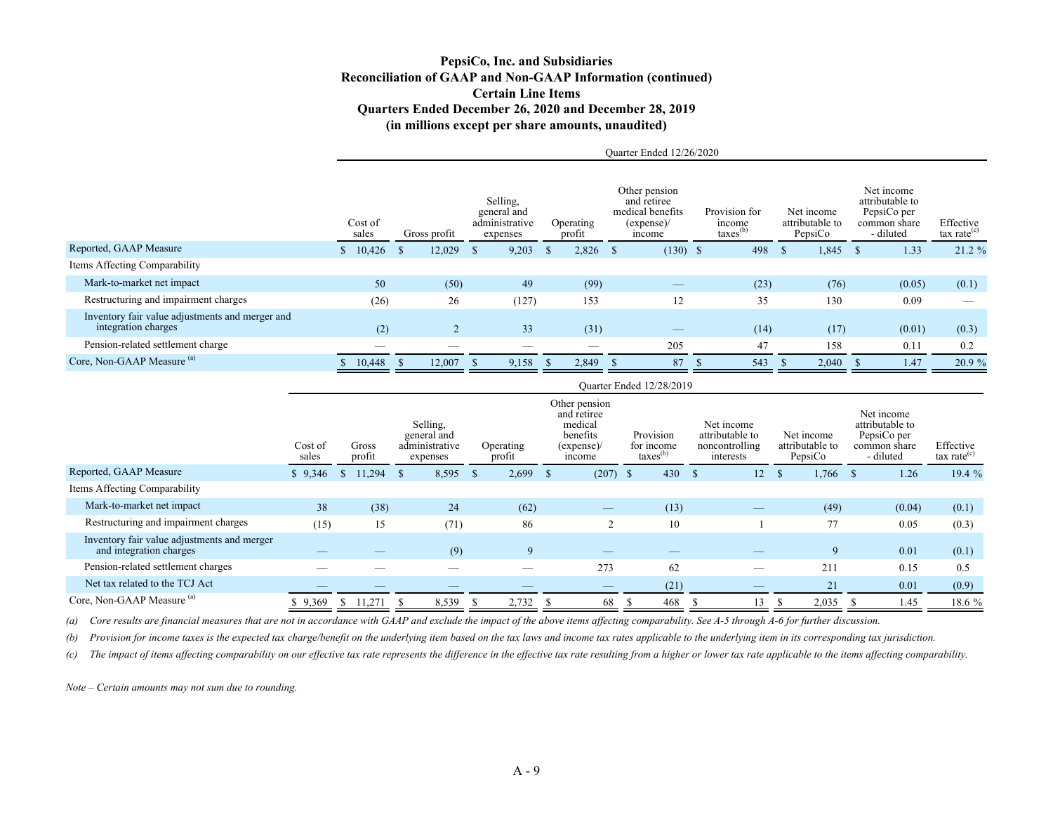# PepsiCo, Inc. and Subsidiaries
## Reconciliation of GAAP and Non-GAAP Information (continued)
## Certain Line Items
## Quarters Ended December 26, 2020 and December 28, 2019
## (in millions except per share amounts, unaudited)

| | Quarter Ended 12/26/2020 | | | | | | | | |
|---|---|---|---|---|---|---|---|---|---|
| | Cost of sales | Gross profit | Selling, general and administrative expenses | Operating profit | Other pension and retiree medical benefits (expense)/ income | Provision for income taxes[(b)] | Net income attributable to PepsiCo | Net income attributable to PepsiCo per common share - diluted | Effective tax rate[(c)] |
| Reported, GAAP Measure | $ 10,426 | $ 12,029 | $ 9,203 | $ 2,826 | $ (130) | $ 498 | $ 1,845 | $ 1.33 | 21.2 % |
| Items Affecting Comparability | | | | | | | | | |
| Mark-to-market net impact | 50 | (50) | 49 | (99) | — | (23) | (76) | (0.05) | (0.1) |
| Restructuring and impairment charges | (26) | 26 | (127) | 153 | 12 | 35 | 130 | 0.09 | — |
| Inventory fair value adjustments and merger and integration charges | (2) | 2 | 33 | (31) | — | (14) | (17) | (0.01) | (0.3) |
| Pension-related settlement charge | — | — | — | — | 205 | 47 | 158 | 0.11 | 0.2 |
| Core, Non-GAAP Measure [(a)] | $ 10,448 | $ 12,007 | $ 9,158 | $ 2,849 | $ 87 | $ 543 | $ 2,040 | $ 1.47 | 20.9 % |

| | Quarter Ended 12/28/2019 | | | | | | | | | |
|---|---|---|---|---|---|---|---|---|---|---|
| | Cost of sales | Gross profit | Selling, general and administrative expenses | Operating profit | Other pension and retiree medical benefits (expense)/ income | Provision for income taxes[(b)] | Net income attributable to noncontrolling interests | Net income attributable to PepsiCo | Net income attributable to PepsiCo per common share - diluted | Effective tax rate[(c)] |
| Reported, GAAP Measure | $ 9,346 | $ 11,294 | $ 8,595 | $ 2,699 | $ (207) | $ 430 | $ 12 | $ 1,766 | $ 1.26 | 19.4 % |
| Items Affecting Comparability | | | | | | | | | | |
| Mark-to-market net impact | 38 | (38) | 24 | (62) | — | (13) | — | (49) | (0.04) | (0.1) |
| Restructuring and impairment charges | (15) | 15 | (71) | 86 | 2 | 10 | 1 | 77 | 0.05 | (0.3) |
| Inventory fair value adjustments and merger and integration charges | — | — | (9) | 9 | — | — | — | 9 | 0.01 | (0.1) |
| Pension-related settlement charges | — | — | — | — | 273 | 62 | — | 211 | 0.15 | 0.5 |
| Net tax related to the TCJ Act | — | — | — | — | — | (21) | — | 21 | 0.01 | (0.9) |
| Core, Non-GAAP Measure [(a)] | $ 9,369 | $ 11,271 | $ 8,539 | $ 2,732 | $ 68 | $ 468 | $ 13 | $ 2,035 | $ 1.45 | 18.6 % |

*(a) Core results are financial measures that are not in accordance with GAAP and exclude the impact of the above items affecting comparability. See A-5 through A-6 for further discussion.*

*(b) Provision for income taxes is the expected tax charge/benefit on the underlying item based on the tax laws and income tax rates applicable to the underlying item in its corresponding tax jurisdiction.*

*(c) The impact of items affecting comparability on our effective tax rate represents the difference in the effective tax rate resulting from a higher or lower tax rate applicable to the items affecting comparability.*

*Note – Certain amounts may not sum due to rounding.*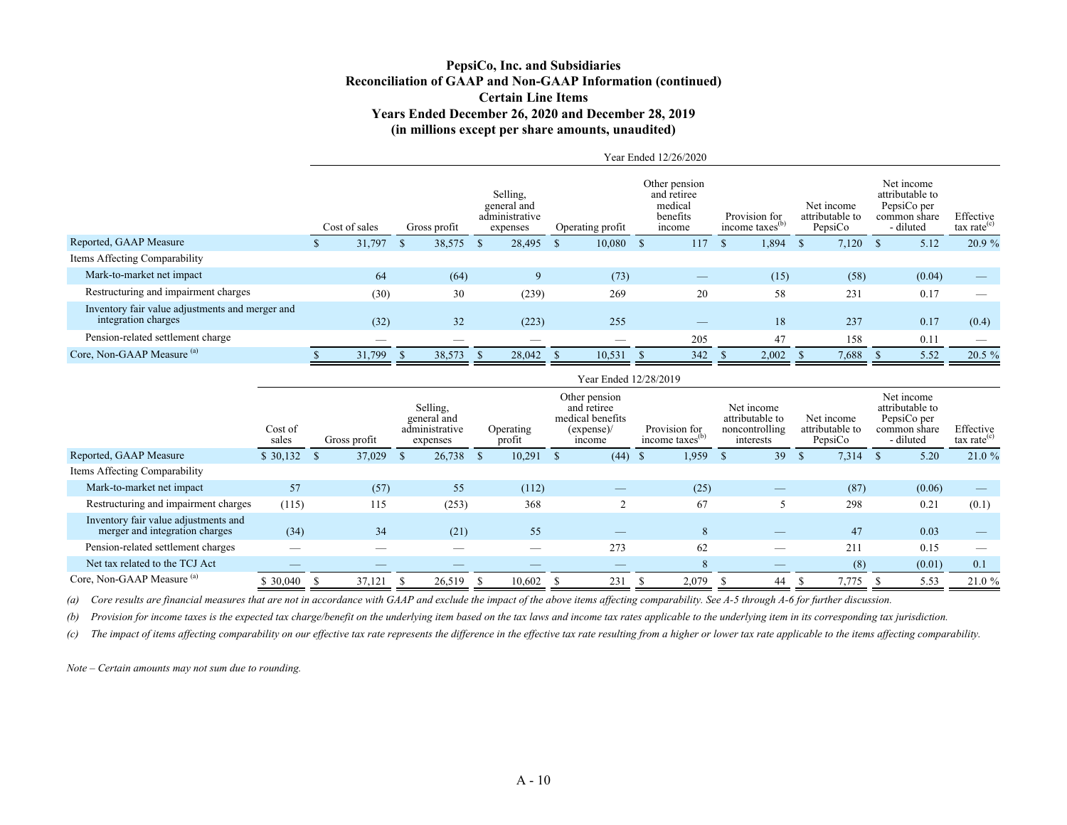# PepsiCo, Inc. and Subsidiaries
## Reconciliation of GAAP and Non-GAAP Information (continued)
## Certain Line Items
## Years Ended December 26, 2020 and December 28, 2019
## (in millions except per share amounts, unaudited)

| | Year Ended 12/26/2020 | | | | | | | | |
|---|---|---|---|---|---|---|---|---|---|
| | Cost of sales | Gross profit | Selling, general and administrative expenses | Operating profit | Other pension and retiree medical benefits income | Provision for income taxes[(b)] | Net income attributable to PepsiCo | Net income attributable to PepsiCo per common share - diluted | Effective tax rate[(c)] |
| Reported, GAAP Measure | $ 31,797 | $ 38,575 | $ 28,495 | $ 10,080 | $ 117 | $ 1,894 | $ 7,120 | $ 5.12 | 20.9 % |
| Items Affecting Comparability | | | | | | | | | |
| Mark-to-market net impact | 64 | (64) | 9 | (73) | — | (15) | (58) | (0.04) | — |
| Restructuring and impairment charges | (30) | 30 | (239) | 269 | 20 | 58 | 231 | 0.17 | — |
| Inventory fair value adjustments and merger and integration charges | (32) | 32 | (223) | 255 | — | 18 | 237 | 0.17 | (0.4) |
| Pension-related settlement charge | — | — | — | — | 205 | 47 | 158 | 0.11 | — |
| Core, Non-GAAP Measure [(a)] | $ 31,799 | $ 38,573 | $ 28,042 | $ 10,531 | $ 342 | $ 2,002 | $ 7,688 | $ 5.52 | 20.5 % |

| | Year Ended 12/28/2019 | | | | | | | | | |
|---|---|---|---|---|---|---|---|---|---|---|
| | Cost of sales | Gross profit | Selling, general and administrative expenses | Operating profit | Other pension and retiree medical benefits (expense)/ income | Provision for income taxes[(b)] | Net income attributable to noncontrolling interests | Net income attributable to PepsiCo | Net income attributable to PepsiCo per common share - diluted | Effective tax rate[(c)] |
| Reported, GAAP Measure | $ 30,132 | $ 37,029 | $ 26,738 | $ 10,291 | $ (44) | $ 1,959 | $ 39 | $ 7,314 | $ 5.20 | 21.0 % |
| Items Affecting Comparability | | | | | | | | | | |
| Mark-to-market net impact | 57 | (57) | 55 | (112) | — | (25) | — | (87) | (0.06) | — |
| Restructuring and impairment charges | (115) | 115 | (253) | 368 | 2 | 67 | 5 | 298 | 0.21 | (0.1) |
| Inventory fair value adjustments and merger and integration charges | (34) | 34 | (21) | 55 | — | 8 | — | 47 | 0.03 | — |
| Pension-related settlement charges | — | — | — | — | 273 | 62 | — | 211 | 0.15 | — |
| Net tax related to the TCJ Act | — | — | — | — | — | 8 | — | (8) | (0.01) | 0.1 |
| Core, Non-GAAP Measure [(a)] | $ 30,040 | $ 37,121 | $ 26,519 | $ 10,602 | $ 231 | $ 2,079 | $ 44 | $ 7,775 | $ 5.53 | 21.0 % |

*(a) Core results are financial measures that are not in accordance with GAAP and exclude the impact of the above items affecting comparability. See A-5 through A-6 for further discussion.*

*(b) Provision for income taxes is the expected tax charge/benefit on the underlying item based on the tax laws and income tax rates applicable to the underlying item in its corresponding tax jurisdiction.*

*(c) The impact of items affecting comparability on our effective tax rate represents the difference in the effective tax rate resulting from a higher or lower tax rate applicable to the items affecting comparability.*

*Note – Certain amounts may not sum due to rounding.*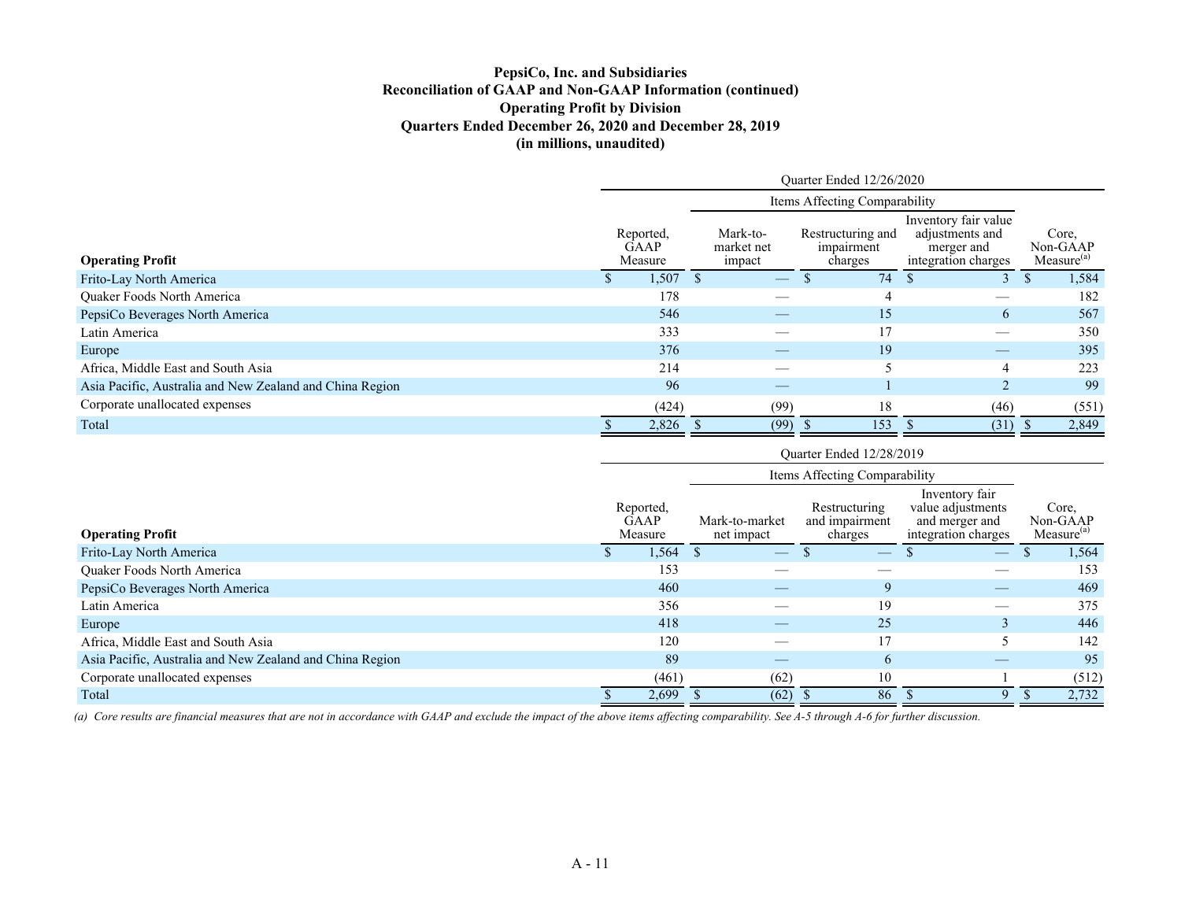**PepsiCo, Inc. and Subsidiaries**
**Reconciliation of GAAP and Non-GAAP Information (continued)**
**Operating Profit by Division**
**Quarters Ended December 26, 2020 and December 28, 2019**
**(in millions, unaudited)**

| | Quarter Ended 12/26/2020 | | | | |
|---|---|---|---|---|---|
| | | Items Affecting Comparability | | | |
| **Operating Profit** | Reported, GAAP Measure | Mark-to-market net impact | Restructuring and impairment charges | Inventory fair value adjustments and merger and integration charges | Core, Non-GAAP Measure[(a)] |
| Frito-Lay North America | $ 1,507 | $ — | $ 74 | $ 3 | $ 1,584 |
| Quaker Foods North America | 178 | — | 4 | — | 182 |
| PepsiCo Beverages North America | 546 | — | 15 | 6 | 567 |
| Latin America | 333 | — | 17 | — | 350 |
| Europe | 376 | — | 19 | — | 395 |
| Africa, Middle East and South Asia | 214 | — | 5 | 4 | 223 |
| Asia Pacific, Australia and New Zealand and China Region | 96 | — | 1 | 2 | 99 |
| Corporate unallocated expenses | (424) | (99) | 18 | (46) | (551) |
| Total | $ 2,826 | $ (99) | $ 153 | $ (31) | $ 2,849 |

| | Quarter Ended 12/28/2019 | | | | |
|---|---|---|---|---|---|
| | | Items Affecting Comparability | | | |
| **Operating Profit** | Reported, GAAP Measure | Mark-to-market net impact | Restructuring and impairment charges | Inventory fair value adjustments and merger and integration charges | Core, Non-GAAP Measure[(a)] |
| Frito-Lay North America | $ 1,564 | $ — | $ — | $ — | $ 1,564 |
| Quaker Foods North America | 153 | — | — | — | 153 |
| PepsiCo Beverages North America | 460 | — | 9 | — | 469 |
| Latin America | 356 | — | 19 | — | 375 |
| Europe | 418 | — | 25 | 3 | 446 |
| Africa, Middle East and South Asia | 120 | — | 17 | 5 | 142 |
| Asia Pacific, Australia and New Zealand and China Region | 89 | — | 6 | — | 95 |
| Corporate unallocated expenses | (461) | (62) | 10 | 1 | (512) |
| Total | $ 2,699 | $ (62) | $ 86 | $ 9 | $ 2,732 |

*(a) Core results are financial measures that are not in accordance with GAAP and exclude the impact of the above items affecting comparability. See A-5 through A-6 for further discussion.*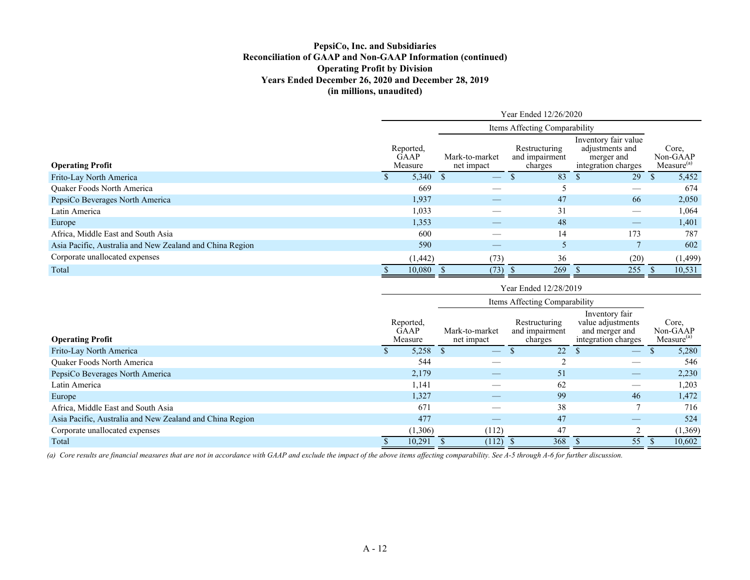**PepsiCo, Inc. and Subsidiaries**
**Reconciliation of GAAP and Non-GAAP Information (continued)**
**Operating Profit by Division**
**Years Ended December 26, 2020 and December 28, 2019**
**(in millions, unaudited)**

| | Year Ended 12/26/2020 | | | | |
|---|---|---|---|---|---|
| | | Items Affecting Comparability | | | |
| **Operating Profit** | Reported, GAAP Measure | Mark-to-market net impact | Restructuring and impairment charges | Inventory fair value adjustments and merger and integration charges | Core, Non-GAAP Measure[(a)] |
| Frito-Lay North America | $ 5,340 | $ — | $ 83 | $ 29 | $ 5,452 |
| Quaker Foods North America | 669 | — | 5 | — | 674 |
| PepsiCo Beverages North America | 1,937 | — | 47 | 66 | 2,050 |
| Latin America | 1,033 | — | 31 | — | 1,064 |
| Europe | 1,353 | — | 48 | — | 1,401 |
| Africa, Middle East and South Asia | 600 | — | 14 | 173 | 787 |
| Asia Pacific, Australia and New Zealand and China Region | 590 | — | 5 | 7 | 602 |
| Corporate unallocated expenses | (1,442) | (73) | 36 | (20) | (1,499) |
| Total | $ 10,080 | $ (73) | $ 269 | $ 255 | $ 10,531 |

| | Year Ended 12/28/2019 | | | | |
|---|---|---|---|---|---|
| | | Items Affecting Comparability | | | |
| **Operating Profit** | Reported, GAAP Measure | Mark-to-market net impact | Restructuring and impairment charges | Inventory fair value adjustments and merger and integration charges | Core, Non-GAAP Measure[(a)] |
| Frito-Lay North America | $ 5,258 | $ — | $ 22 | $ — | $ 5,280 |
| Quaker Foods North America | 544 | — | 2 | — | 546 |
| PepsiCo Beverages North America | 2,179 | — | 51 | — | 2,230 |
| Latin America | 1,141 | — | 62 | — | 1,203 |
| Europe | 1,327 | — | 99 | 46 | 1,472 |
| Africa, Middle East and South Asia | 671 | — | 38 | 7 | 716 |
| Asia Pacific, Australia and New Zealand and China Region | 477 | — | 47 | — | 524 |
| Corporate unallocated expenses | (1,306) | (112) | 47 | 2 | (1,369) |
| Total | $ 10,291 | $ (112) | $ 368 | $ 55 | $ 10,602 |

*(a) Core results are financial measures that are not in accordance with GAAP and exclude the impact of the above items affecting comparability. See A-5 through A-6 for further discussion.*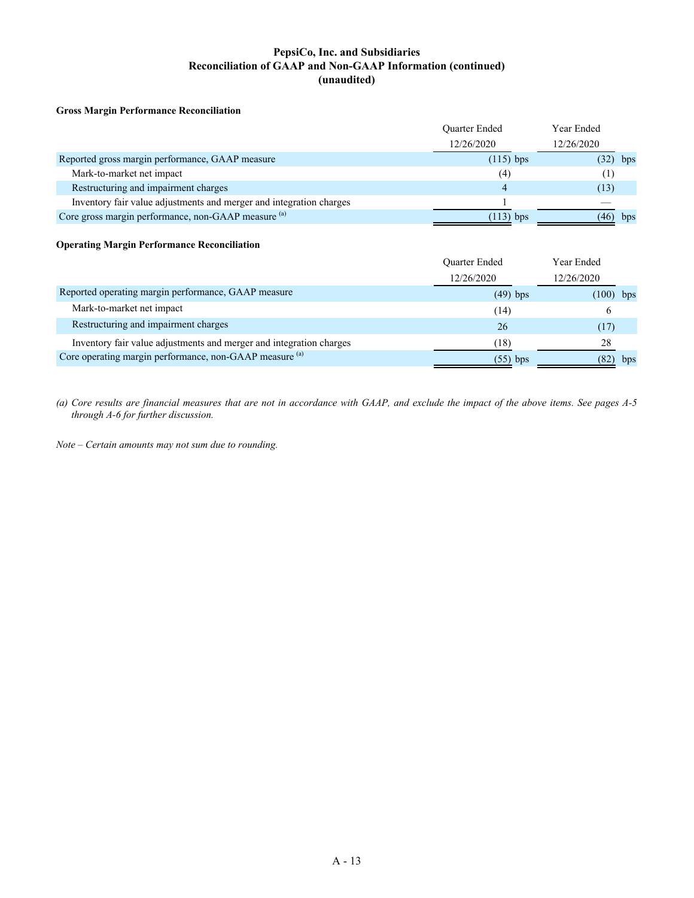# PepsiCo, Inc. and Subsidiaries
## Reconciliation of GAAP and Non-GAAP Information (continued)
## (unaudited)

**Gross Margin Performance Reconciliation**

| | Quarter Ended 12/26/2020 | Year Ended 12/26/2020 |
|---|---|---|
| Reported gross margin performance, GAAP measure | (115) bps | (32) bps |
| Mark-to-market net impact | (4) | (1) |
| Restructuring and impairment charges | 4 | (13) |
| Inventory fair value adjustments and merger and integration charges | 1 | — |
| Core gross margin performance, non-GAAP measure [(a)] | (113) bps | (46) bps |

**Operating Margin Performance Reconciliation**

| | Quarter Ended 12/26/2020 | Year Ended 12/26/2020 |
|---|---|---|
| Reported operating margin performance, GAAP measure | (49) bps | (100) bps |
| Mark-to-market net impact | (14) | 6 |
| Restructuring and impairment charges | 26 | (17) |
| Inventory fair value adjustments and merger and integration charges | (18) | 28 |
| Core operating margin performance, non-GAAP measure [(a)] | (55) bps | (82) bps |

*(a) Core results are financial measures that are not in accordance with GAAP, and exclude the impact of the above items. See pages A-5 through A-6 for further discussion.*

*Note – Certain amounts may not sum due to rounding.*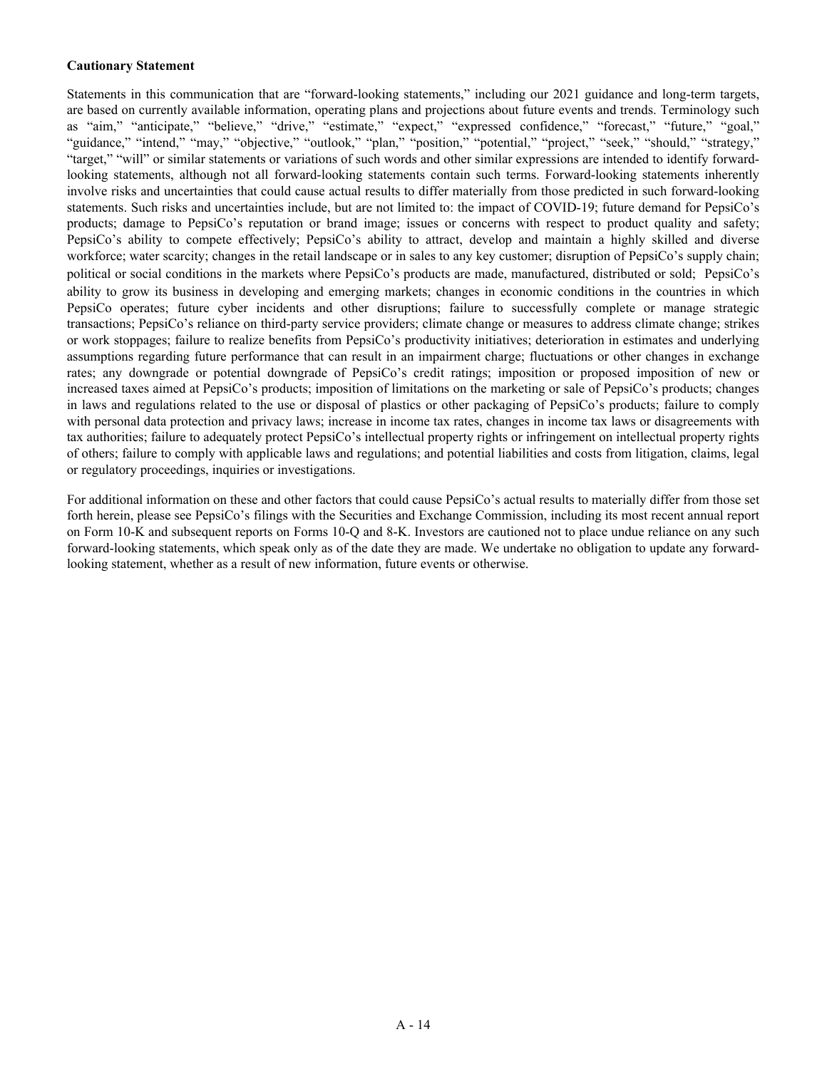**Cautionary Statement**

Statements in this communication that are "forward-looking statements," including our 2021 guidance and long-term targets, are based on currently available information, operating plans and projections about future events and trends. Terminology such as "aim," "anticipate," "believe," "drive," "estimate," "expect," "expressed confidence," "forecast," "future," "goal," "guidance," "intend," "may," "objective," "outlook," "plan," "position," "potential," "project," "seek," "should," "strategy," "target," "will" or similar statements or variations of such words and other similar expressions are intended to identify forward-looking statements, although not all forward-looking statements contain such terms. Forward-looking statements inherently involve risks and uncertainties that could cause actual results to differ materially from those predicted in such forward-looking statements. Such risks and uncertainties include, but are not limited to: the impact of COVID-19; future demand for PepsiCo's products; damage to PepsiCo's reputation or brand image; issues or concerns with respect to product quality and safety; PepsiCo's ability to compete effectively; PepsiCo's ability to attract, develop and maintain a highly skilled and diverse workforce; water scarcity; changes in the retail landscape or in sales to any key customer; disruption of PepsiCo's supply chain; political or social conditions in the markets where PepsiCo's products are made, manufactured, distributed or sold; PepsiCo's ability to grow its business in developing and emerging markets; changes in economic conditions in the countries in which PepsiCo operates; future cyber incidents and other disruptions; failure to successfully complete or manage strategic transactions; PepsiCo's reliance on third-party service providers; climate change or measures to address climate change; strikes or work stoppages; failure to realize benefits from PepsiCo's productivity initiatives; deterioration in estimates and underlying assumptions regarding future performance that can result in an impairment charge; fluctuations or other changes in exchange rates; any downgrade or potential downgrade of PepsiCo's credit ratings; imposition or proposed imposition of new or increased taxes aimed at PepsiCo's products; imposition of limitations on the marketing or sale of PepsiCo's products; changes in laws and regulations related to the use or disposal of plastics or other packaging of PepsiCo's products; failure to comply with personal data protection and privacy laws; increase in income tax rates, changes in income tax laws or disagreements with tax authorities; failure to adequately protect PepsiCo's intellectual property rights or infringement on intellectual property rights of others; failure to comply with applicable laws and regulations; and potential liabilities and costs from litigation, claims, legal or regulatory proceedings, inquiries or investigations.

For additional information on these and other factors that could cause PepsiCo's actual results to materially differ from those set forth herein, please see PepsiCo's filings with the Securities and Exchange Commission, including its most recent annual report on Form 10-K and subsequent reports on Forms 10-Q and 8-K. Investors are cautioned not to place undue reliance on any such forward-looking statements, which speak only as of the date they are made. We undertake no obligation to update any forward-looking statement, whether as a result of new information, future events or otherwise.